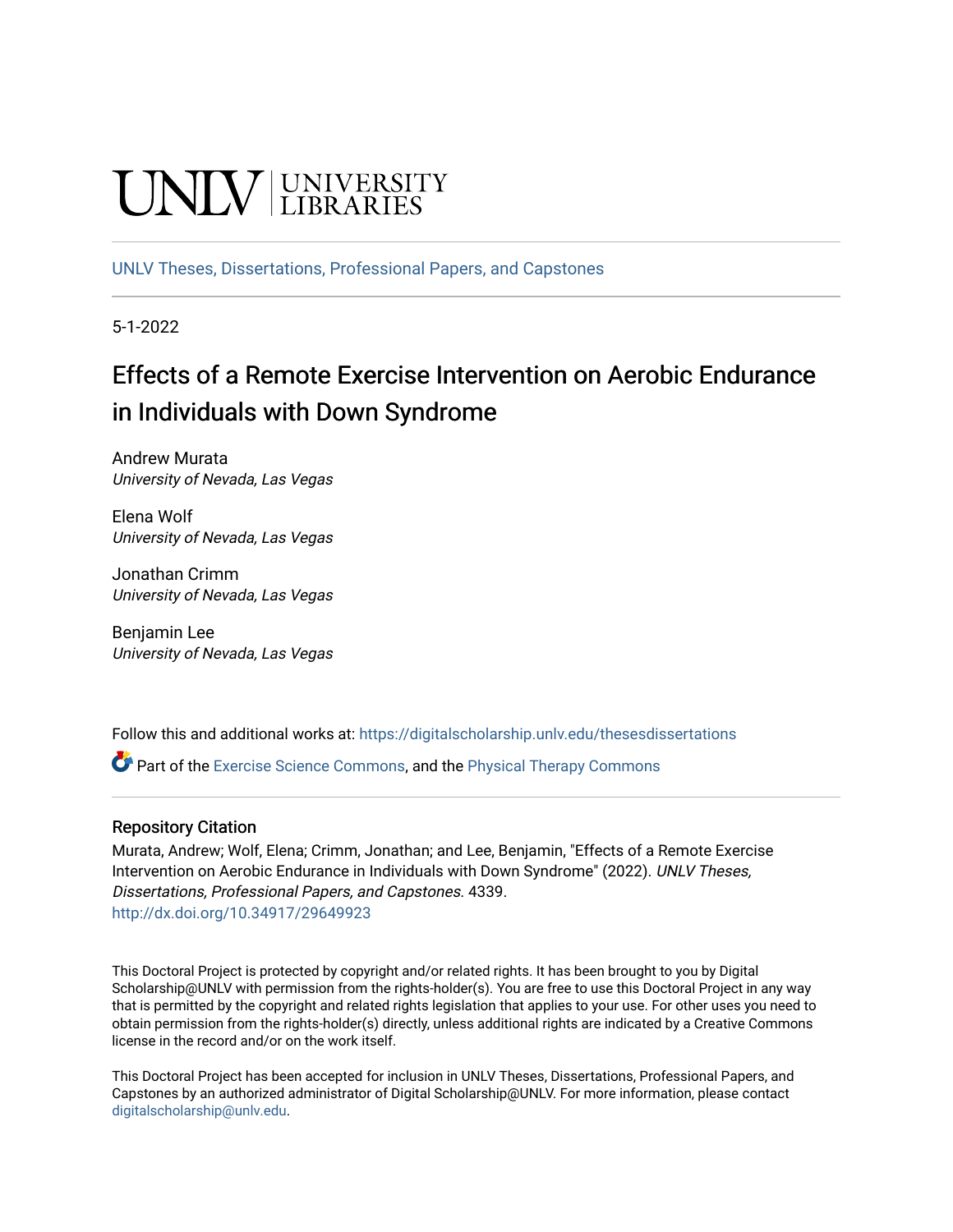UNLV | UNIVERSITY LIBRARIES

UNLV Theses, Dissertations, Professional Papers, and Capstones

5-1-2022

# Effects of a Remote Exercise Intervention on Aerobic Endurance in Individuals with Down Syndrome

Andrew Murata
*University of Nevada, Las Vegas*

Elena Wolf
*University of Nevada, Las Vegas*

Jonathan Crimm
*University of Nevada, Las Vegas*

Benjamin Lee
*University of Nevada, Las Vegas*

Follow this and additional works at: https://digitalscholarship.unlv.edu/thesesdissertations

Part of the Exercise Science Commons, and the Physical Therapy Commons

## Repository Citation

Murata, Andrew; Wolf, Elena; Crimm, Jonathan; and Lee, Benjamin, "Effects of a Remote Exercise Intervention on Aerobic Endurance in Individuals with Down Syndrome" (2022). *UNLV Theses, Dissertations, Professional Papers, and Capstones*. 4339.
http://dx.doi.org/10.34917/29649923

This Doctoral Project is protected by copyright and/or related rights. It has been brought to you by Digital Scholarship@UNLV with permission from the rights-holder(s). You are free to use this Doctoral Project in any way that is permitted by the copyright and related rights legislation that applies to your use. For other uses you need to obtain permission from the rights-holder(s) directly, unless additional rights are indicated by a Creative Commons license in the record and/or on the work itself.

This Doctoral Project has been accepted for inclusion in UNLV Theses, Dissertations, Professional Papers, and Capstones by an authorized administrator of Digital Scholarship@UNLV. For more information, please contact digitalscholarship@unlv.edu.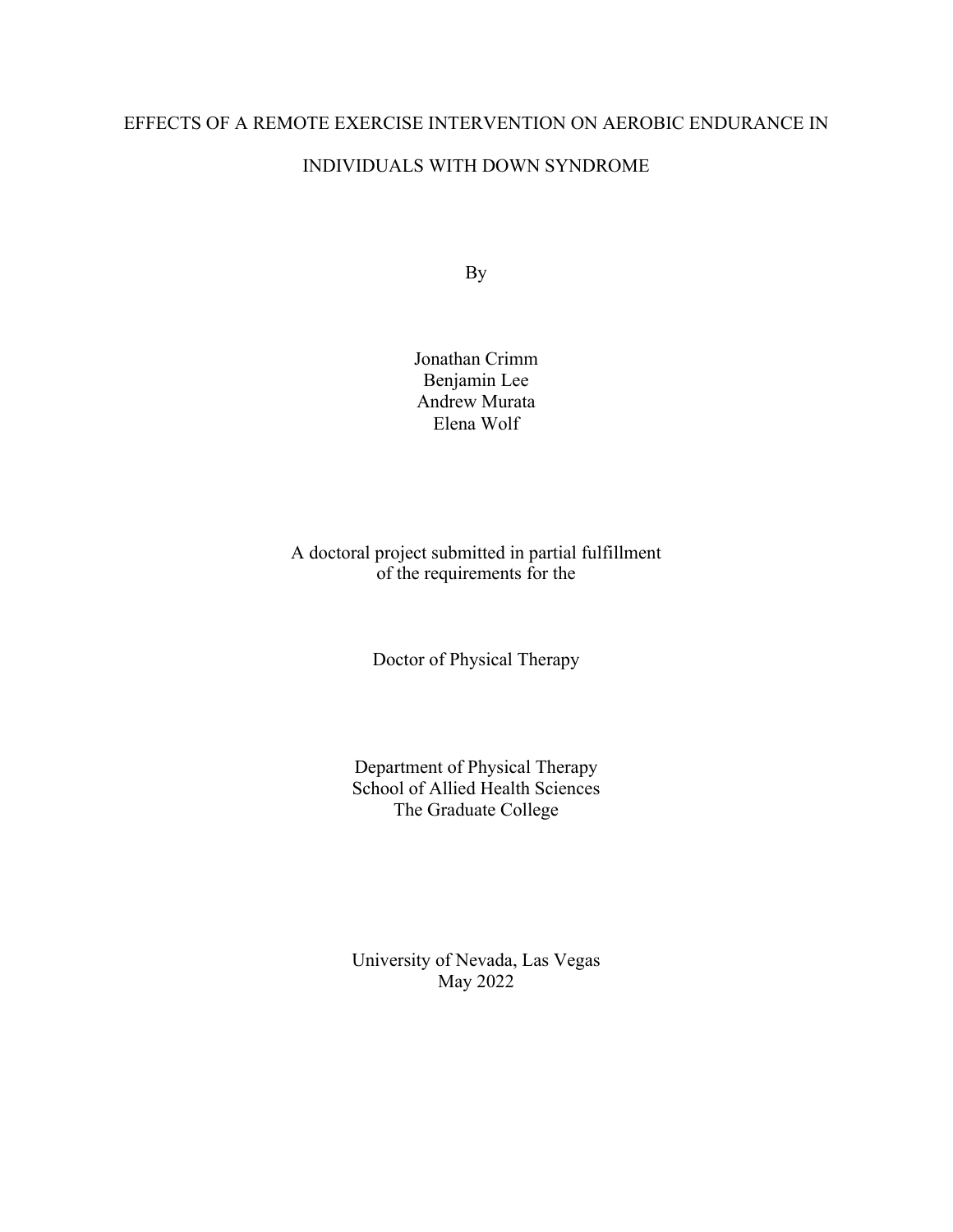# EFFECTS OF A REMOTE EXERCISE INTERVENTION ON AEROBIC ENDURANCE IN INDIVIDUALS WITH DOWN SYNDROME

By

Jonathan Crimm
Benjamin Lee
Andrew Murata
Elena Wolf

A doctoral project submitted in partial fulfillment
of the requirements for the

Doctor of Physical Therapy

Department of Physical Therapy
School of Allied Health Sciences
The Graduate College

University of Nevada, Las Vegas
May 2022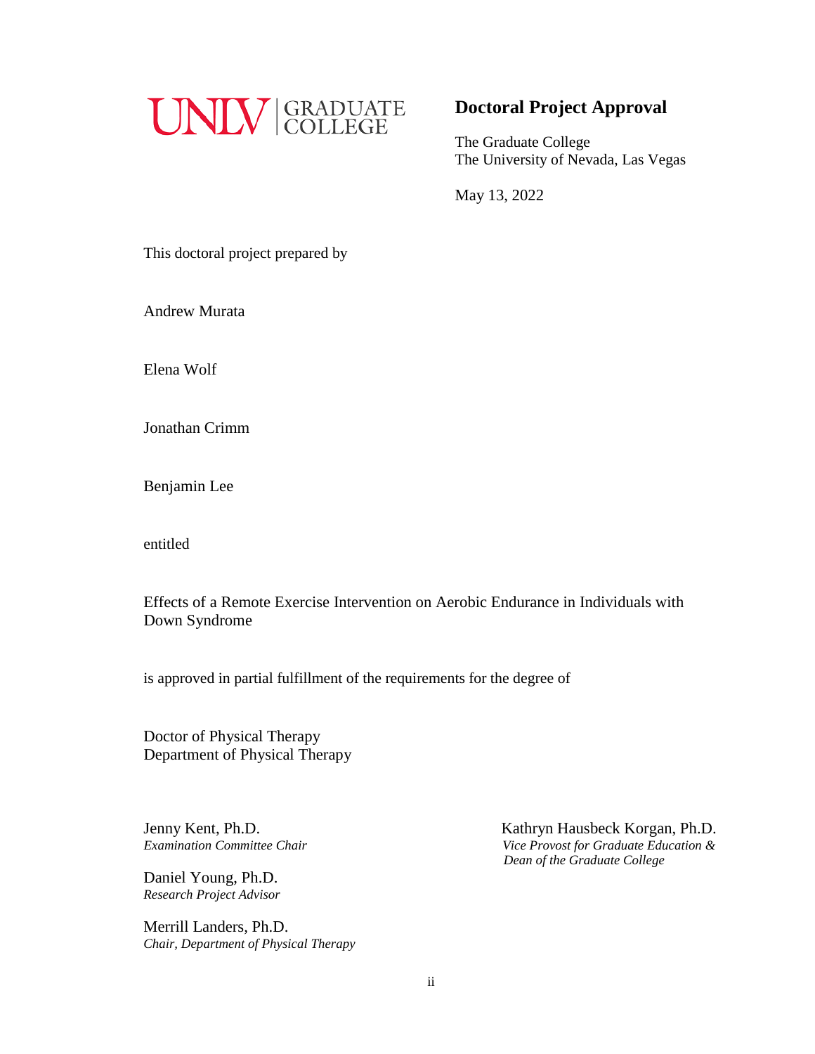UNLV | GRADUATE COLLEGE

## Doctoral Project Approval

The Graduate College
The University of Nevada, Las Vegas

May 13, 2022

This doctoral project prepared by

Andrew Murata

Elena Wolf

Jonathan Crimm

Benjamin Lee

entitled

Effects of a Remote Exercise Intervention on Aerobic Endurance in Individuals with Down Syndrome

is approved in partial fulfillment of the requirements for the degree of

Doctor of Physical Therapy
Department of Physical Therapy

Jenny Kent, Ph.D.
*Examination Committee Chair*

Daniel Young, Ph.D.
*Research Project Advisor*

Merrill Landers, Ph.D.
*Chair, Department of Physical Therapy*

Kathryn Hausbeck Korgan, Ph.D.
*Vice Provost for Graduate Education & Dean of the Graduate College*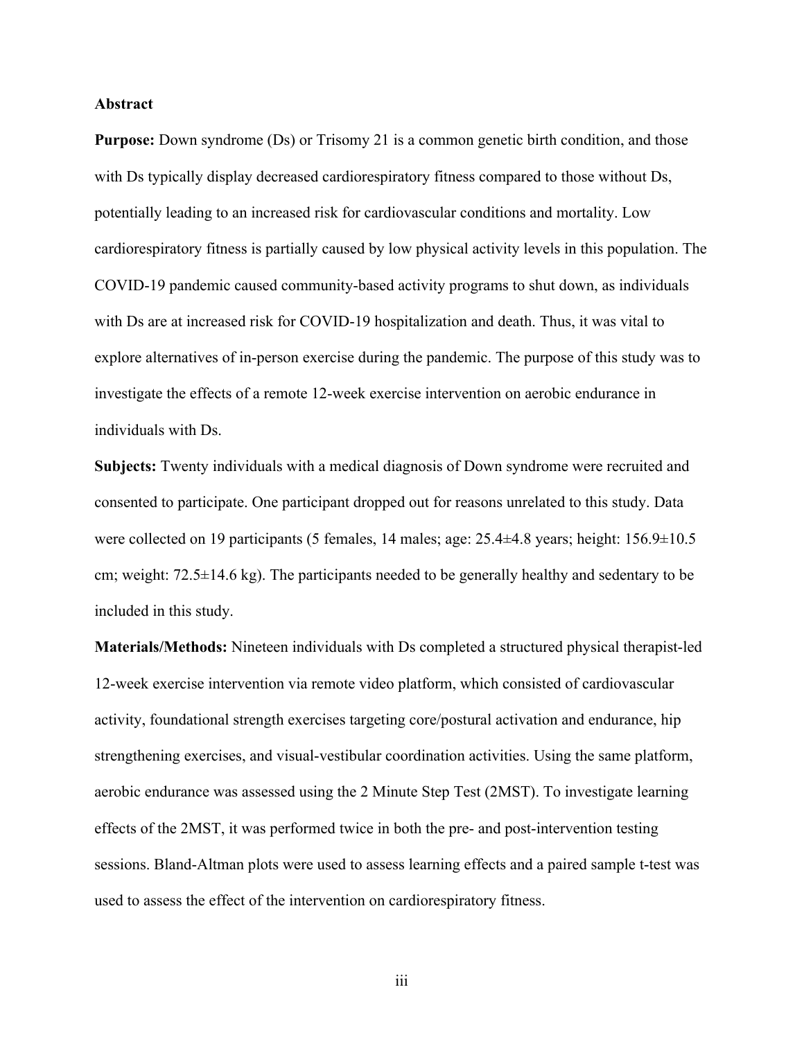## Abstract

**Purpose:** Down syndrome (Ds) or Trisomy 21 is a common genetic birth condition, and those with Ds typically display decreased cardiorespiratory fitness compared to those without Ds, potentially leading to an increased risk for cardiovascular conditions and mortality. Low cardiorespiratory fitness is partially caused by low physical activity levels in this population. The COVID-19 pandemic caused community-based activity programs to shut down, as individuals with Ds are at increased risk for COVID-19 hospitalization and death. Thus, it was vital to explore alternatives of in-person exercise during the pandemic. The purpose of this study was to investigate the effects of a remote 12-week exercise intervention on aerobic endurance in individuals with Ds.

**Subjects:** Twenty individuals with a medical diagnosis of Down syndrome were recruited and consented to participate. One participant dropped out for reasons unrelated to this study. Data were collected on 19 participants (5 females, 14 males; age: 25.4±4.8 years; height: 156.9±10.5 cm; weight: 72.5±14.6 kg). The participants needed to be generally healthy and sedentary to be included in this study.

**Materials/Methods:** Nineteen individuals with Ds completed a structured physical therapist-led 12-week exercise intervention via remote video platform, which consisted of cardiovascular activity, foundational strength exercises targeting core/postural activation and endurance, hip strengthening exercises, and visual-vestibular coordination activities. Using the same platform, aerobic endurance was assessed using the 2 Minute Step Test (2MST). To investigate learning effects of the 2MST, it was performed twice in both the pre- and post-intervention testing sessions. Bland-Altman plots were used to assess learning effects and a paired sample t-test was used to assess the effect of the intervention on cardiorespiratory fitness.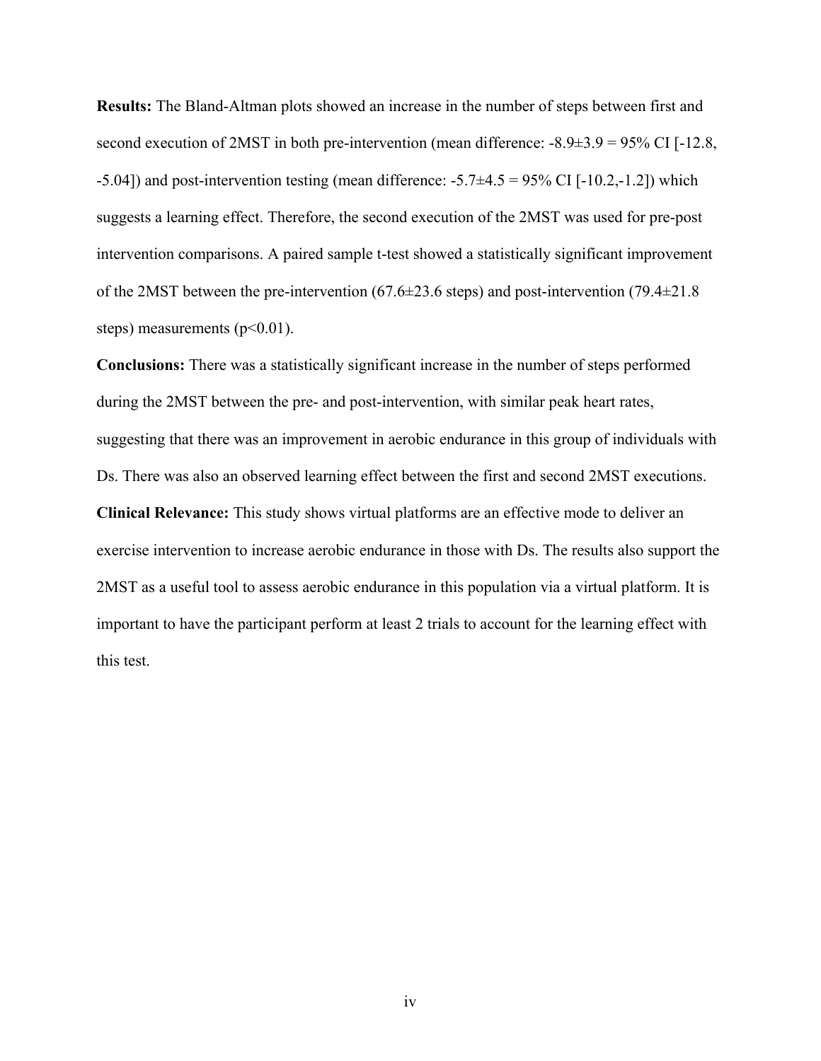**Results:** The Bland-Altman plots showed an increase in the number of steps between first and second execution of 2MST in both pre-intervention (mean difference: $-8.9 \pm 3.9$ = 95% CI [-12.8, -5.04]) and post-intervention testing (mean difference: $-5.7 \pm 4.5$ = 95% CI [-10.2,-1.2]) which suggests a learning effect. Therefore, the second execution of the 2MST was used for pre-post intervention comparisons. A paired sample t-test showed a statistically significant improvement of the 2MST between the pre-intervention ($67.6 \pm 23.6$ steps) and post-intervention ($79.4 \pm 21.8$ steps) measurements ($p<0.01$).

**Conclusions:** There was a statistically significant increase in the number of steps performed during the 2MST between the pre- and post-intervention, with similar peak heart rates, suggesting that there was an improvement in aerobic endurance in this group of individuals with Ds. There was also an observed learning effect between the first and second 2MST executions.

**Clinical Relevance:** This study shows virtual platforms are an effective mode to deliver an exercise intervention to increase aerobic endurance in those with Ds. The results also support the 2MST as a useful tool to assess aerobic endurance in this population via a virtual platform. It is important to have the participant perform at least 2 trials to account for the learning effect with this test.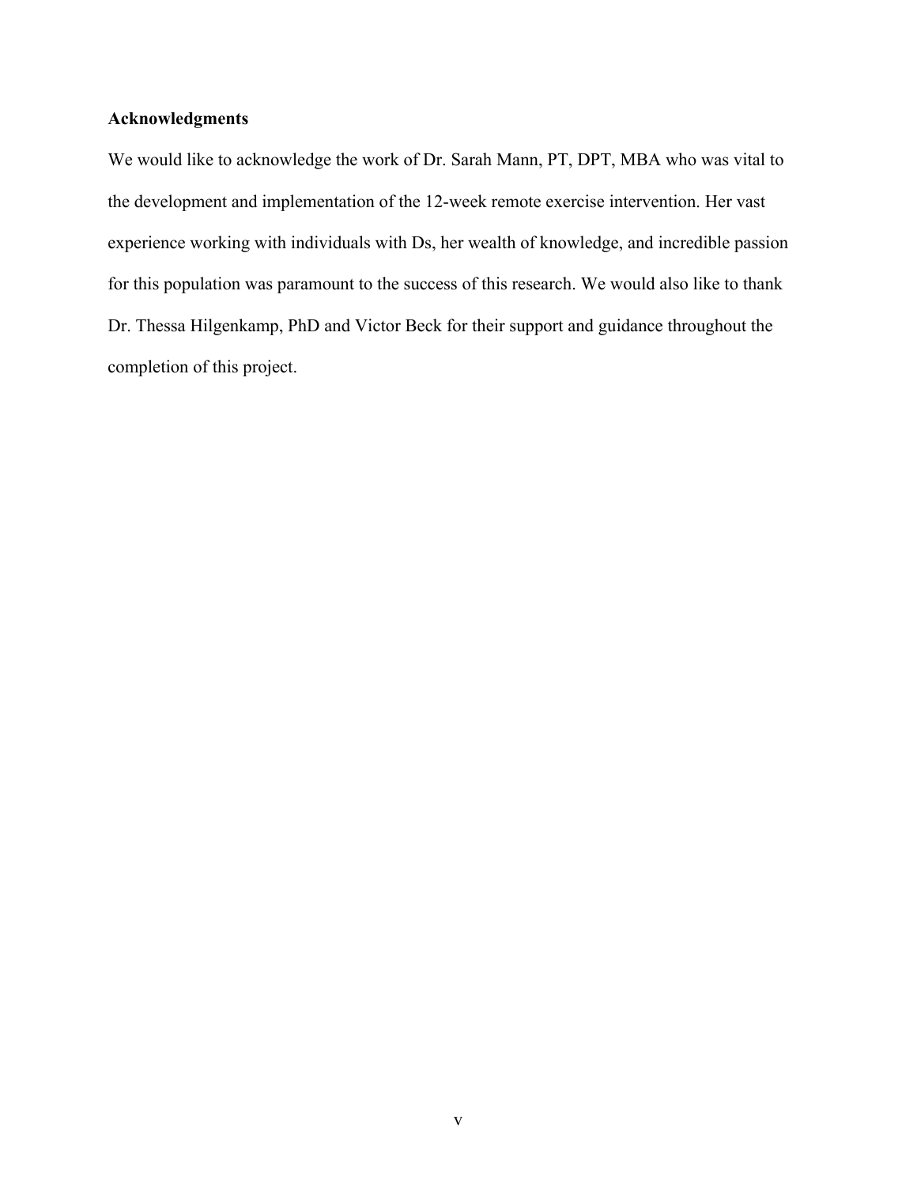**Acknowledgments**

We would like to acknowledge the work of Dr. Sarah Mann, PT, DPT, MBA who was vital to the development and implementation of the 12-week remote exercise intervention. Her vast experience working with individuals with Ds, her wealth of knowledge, and incredible passion for this population was paramount to the success of this research. We would also like to thank Dr. Thessa Hilgenkamp, PhD and Victor Beck for their support and guidance throughout the completion of this project.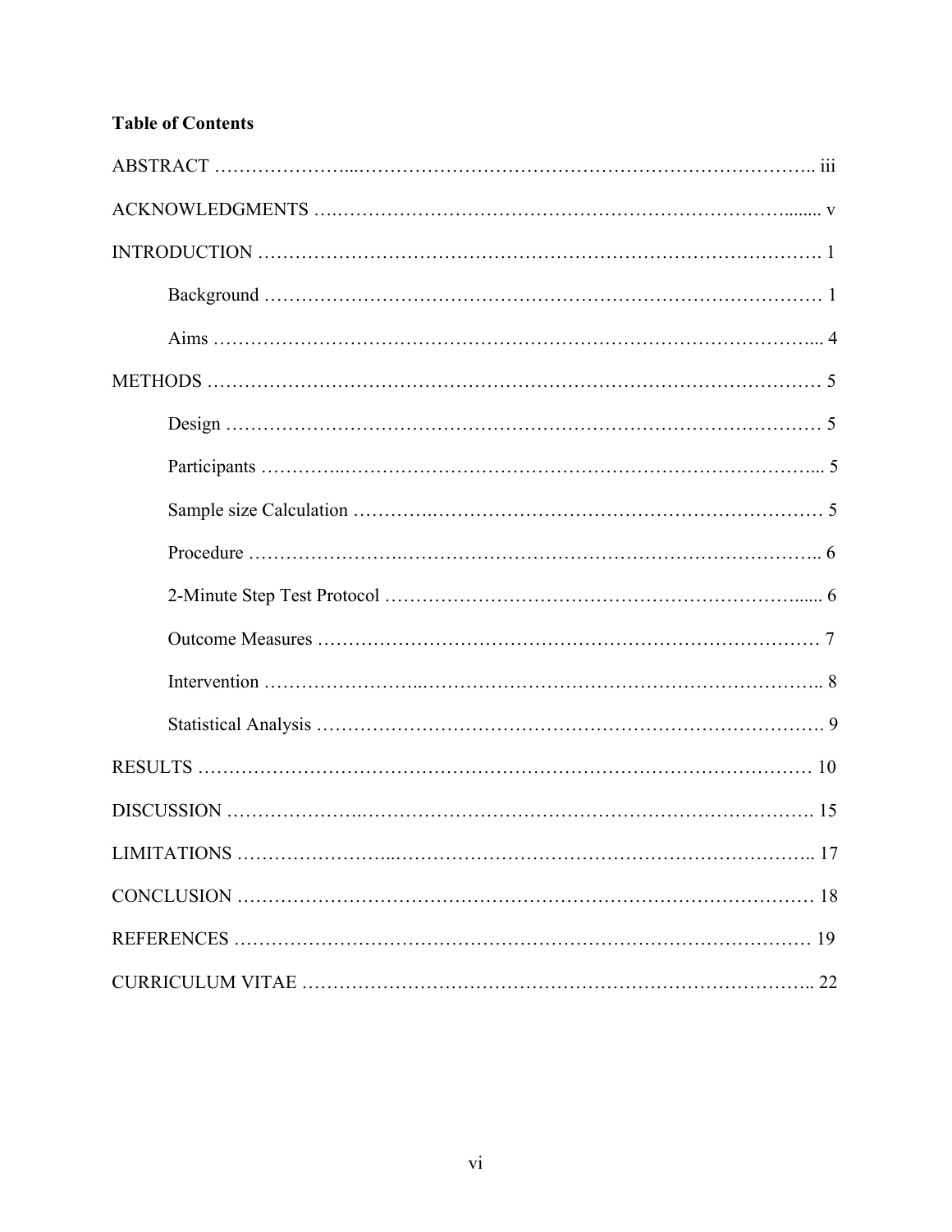**Table of Contents**

ABSTRACT ……………………………………………………………………………… iii

ACKNOWLEDGMENTS ……………………………………………………………………… v

INTRODUCTION ……………………………………………………………………………… 1

- Background ……………………………………………………………………………… 1
- Aims ……………………………………………………………………………………… 4

METHODS ………………………………………………………………………………………… 5

- Design ……………………………………………………………………………………… 5
- Participants ………………………………………………………………………………… 5
- Sample size Calculation ………………………………………………………………… 5
- Procedure …………………………………………………………………………………… 6
- 2-Minute Step Test Protocol …………………………………………………………… 6
- Outcome Measures ……………………………………………………………………… 7
- Intervention ……………………………………………………………………………… 8
- Statistical Analysis ……………………………………………………………………… 9

RESULTS ………………………………………………………………………………………… 10

DISCUSSION …………………………………………………………………………………… 15

LIMITATIONS …………………………………………………………………………………… 17

CONCLUSION …………………………………………………………………………………… 18

REFERENCES …………………………………………………………………………………… 19

CURRICULUM VITAE ………………………………………………………………………… 22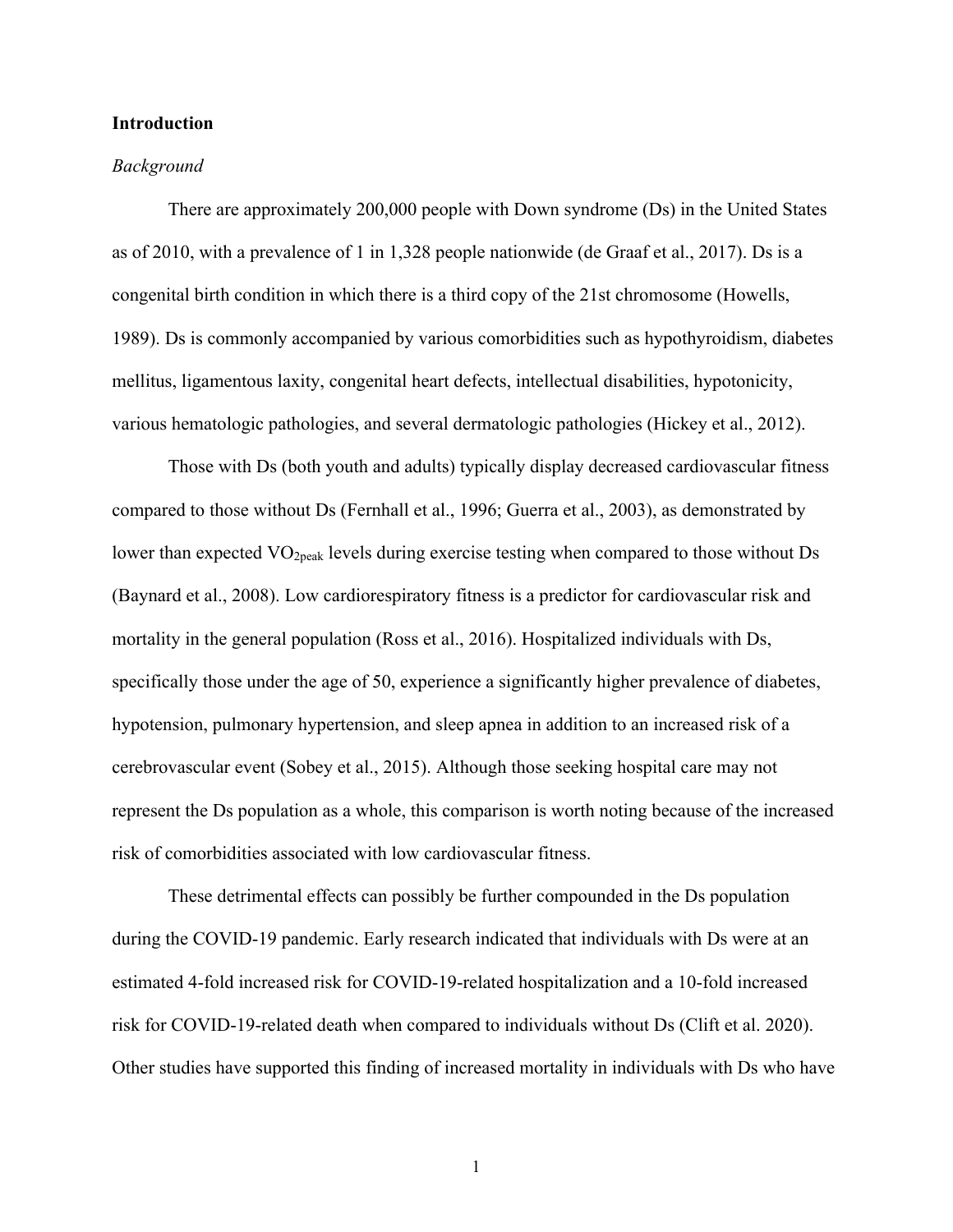# Introduction

### *Background*

There are approximately 200,000 people with Down syndrome (Ds) in the United States as of 2010, with a prevalence of 1 in 1,328 people nationwide (de Graaf et al., 2017). Ds is a congenital birth condition in which there is a third copy of the 21st chromosome (Howells, 1989). Ds is commonly accompanied by various comorbidities such as hypothyroidism, diabetes mellitus, ligamentous laxity, congenital heart defects, intellectual disabilities, hypotonicity, various hematologic pathologies, and several dermatologic pathologies (Hickey et al., 2012).

Those with Ds (both youth and adults) typically display decreased cardiovascular fitness compared to those without Ds (Fernhall et al., 1996; Guerra et al., 2003), as demonstrated by lower than expected $VO_{2peak}$ levels during exercise testing when compared to those without Ds (Baynard et al., 2008). Low cardiorespiratory fitness is a predictor for cardiovascular risk and mortality in the general population (Ross et al., 2016). Hospitalized individuals with Ds, specifically those under the age of 50, experience a significantly higher prevalence of diabetes, hypotension, pulmonary hypertension, and sleep apnea in addition to an increased risk of a cerebrovascular event (Sobey et al., 2015). Although those seeking hospital care may not represent the Ds population as a whole, this comparison is worth noting because of the increased risk of comorbidities associated with low cardiovascular fitness.

These detrimental effects can possibly be further compounded in the Ds population during the COVID-19 pandemic. Early research indicated that individuals with Ds were at an estimated 4-fold increased risk for COVID-19-related hospitalization and a 10-fold increased risk for COVID-19-related death when compared to individuals without Ds (Clift et al. 2020). Other studies have supported this finding of increased mortality in individuals with Ds who have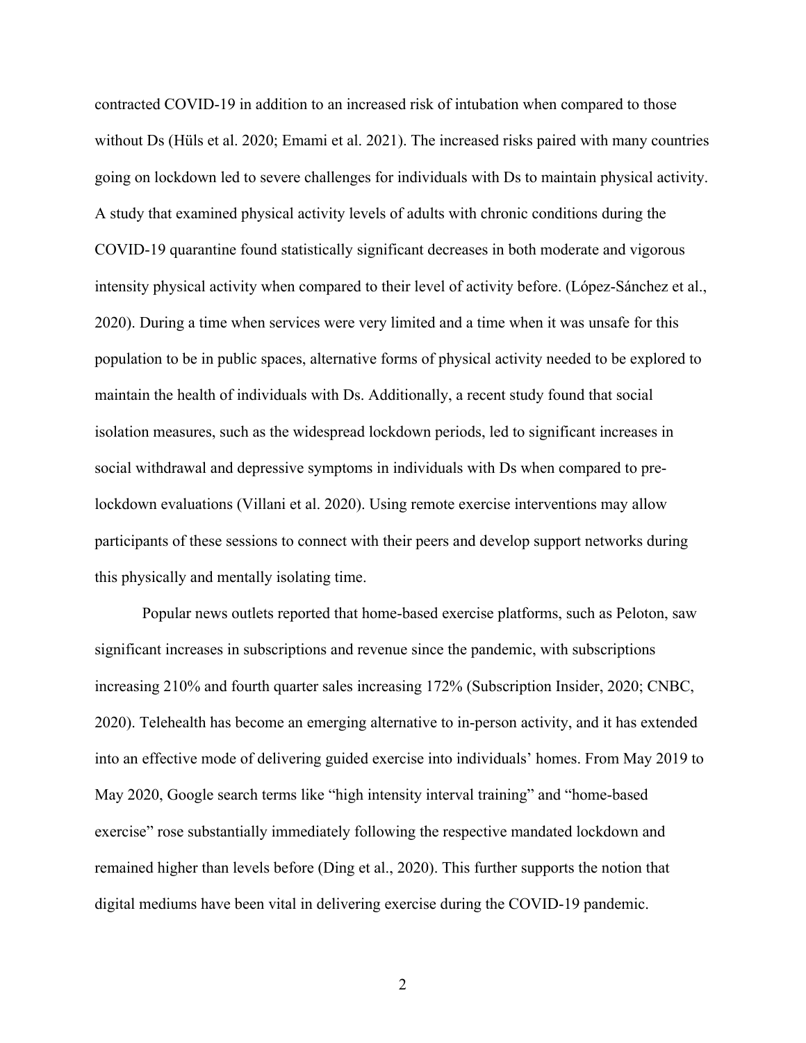contracted COVID-19 in addition to an increased risk of intubation when compared to those without Ds (Hüls et al. 2020; Emami et al. 2021). The increased risks paired with many countries going on lockdown led to severe challenges for individuals with Ds to maintain physical activity. A study that examined physical activity levels of adults with chronic conditions during the COVID-19 quarantine found statistically significant decreases in both moderate and vigorous intensity physical activity when compared to their level of activity before. (López-Sánchez et al., 2020). During a time when services were very limited and a time when it was unsafe for this population to be in public spaces, alternative forms of physical activity needed to be explored to maintain the health of individuals with Ds. Additionally, a recent study found that social isolation measures, such as the widespread lockdown periods, led to significant increases in social withdrawal and depressive symptoms in individuals with Ds when compared to pre-lockdown evaluations (Villani et al. 2020). Using remote exercise interventions may allow participants of these sessions to connect with their peers and develop support networks during this physically and mentally isolating time.

Popular news outlets reported that home-based exercise platforms, such as Peloton, saw significant increases in subscriptions and revenue since the pandemic, with subscriptions increasing 210% and fourth quarter sales increasing 172% (Subscription Insider, 2020; CNBC, 2020). Telehealth has become an emerging alternative to in-person activity, and it has extended into an effective mode of delivering guided exercise into individuals' homes. From May 2019 to May 2020, Google search terms like "high intensity interval training" and "home-based exercise" rose substantially immediately following the respective mandated lockdown and remained higher than levels before (Ding et al., 2020). This further supports the notion that digital mediums have been vital in delivering exercise during the COVID-19 pandemic.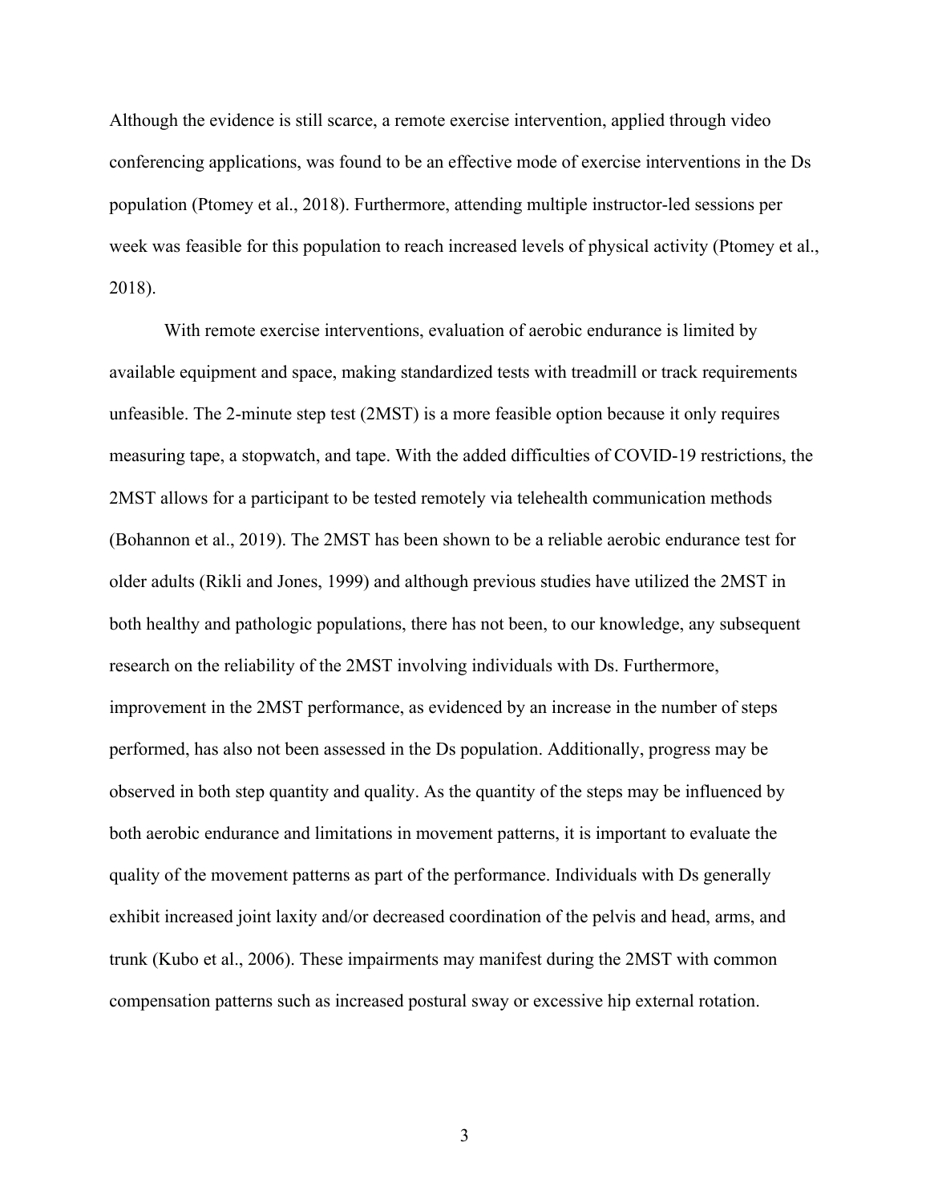Although the evidence is still scarce, a remote exercise intervention, applied through video conferencing applications, was found to be an effective mode of exercise interventions in the Ds population (Ptomey et al., 2018). Furthermore, attending multiple instructor-led sessions per week was feasible for this population to reach increased levels of physical activity (Ptomey et al., 2018).

With remote exercise interventions, evaluation of aerobic endurance is limited by available equipment and space, making standardized tests with treadmill or track requirements unfeasible. The 2-minute step test (2MST) is a more feasible option because it only requires measuring tape, a stopwatch, and tape. With the added difficulties of COVID-19 restrictions, the 2MST allows for a participant to be tested remotely via telehealth communication methods (Bohannon et al., 2019). The 2MST has been shown to be a reliable aerobic endurance test for older adults (Rikli and Jones, 1999) and although previous studies have utilized the 2MST in both healthy and pathologic populations, there has not been, to our knowledge, any subsequent research on the reliability of the 2MST involving individuals with Ds. Furthermore, improvement in the 2MST performance, as evidenced by an increase in the number of steps performed, has also not been assessed in the Ds population. Additionally, progress may be observed in both step quantity and quality. As the quantity of the steps may be influenced by both aerobic endurance and limitations in movement patterns, it is important to evaluate the quality of the movement patterns as part of the performance. Individuals with Ds generally exhibit increased joint laxity and/or decreased coordination of the pelvis and head, arms, and trunk (Kubo et al., 2006). These impairments may manifest during the 2MST with common compensation patterns such as increased postural sway or excessive hip external rotation.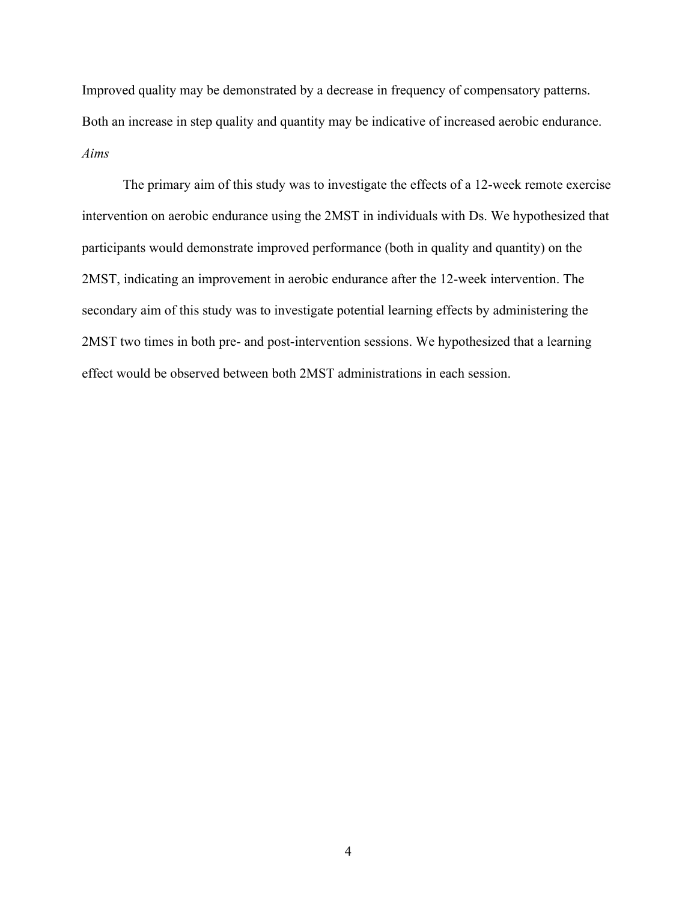Improved quality may be demonstrated by a decrease in frequency of compensatory patterns. Both an increase in step quality and quantity may be indicative of increased aerobic endurance.

*Aims*

The primary aim of this study was to investigate the effects of a 12-week remote exercise intervention on aerobic endurance using the 2MST in individuals with Ds. We hypothesized that participants would demonstrate improved performance (both in quality and quantity) on the 2MST, indicating an improvement in aerobic endurance after the 12-week intervention. The secondary aim of this study was to investigate potential learning effects by administering the 2MST two times in both pre- and post-intervention sessions. We hypothesized that a learning effect would be observed between both 2MST administrations in each session.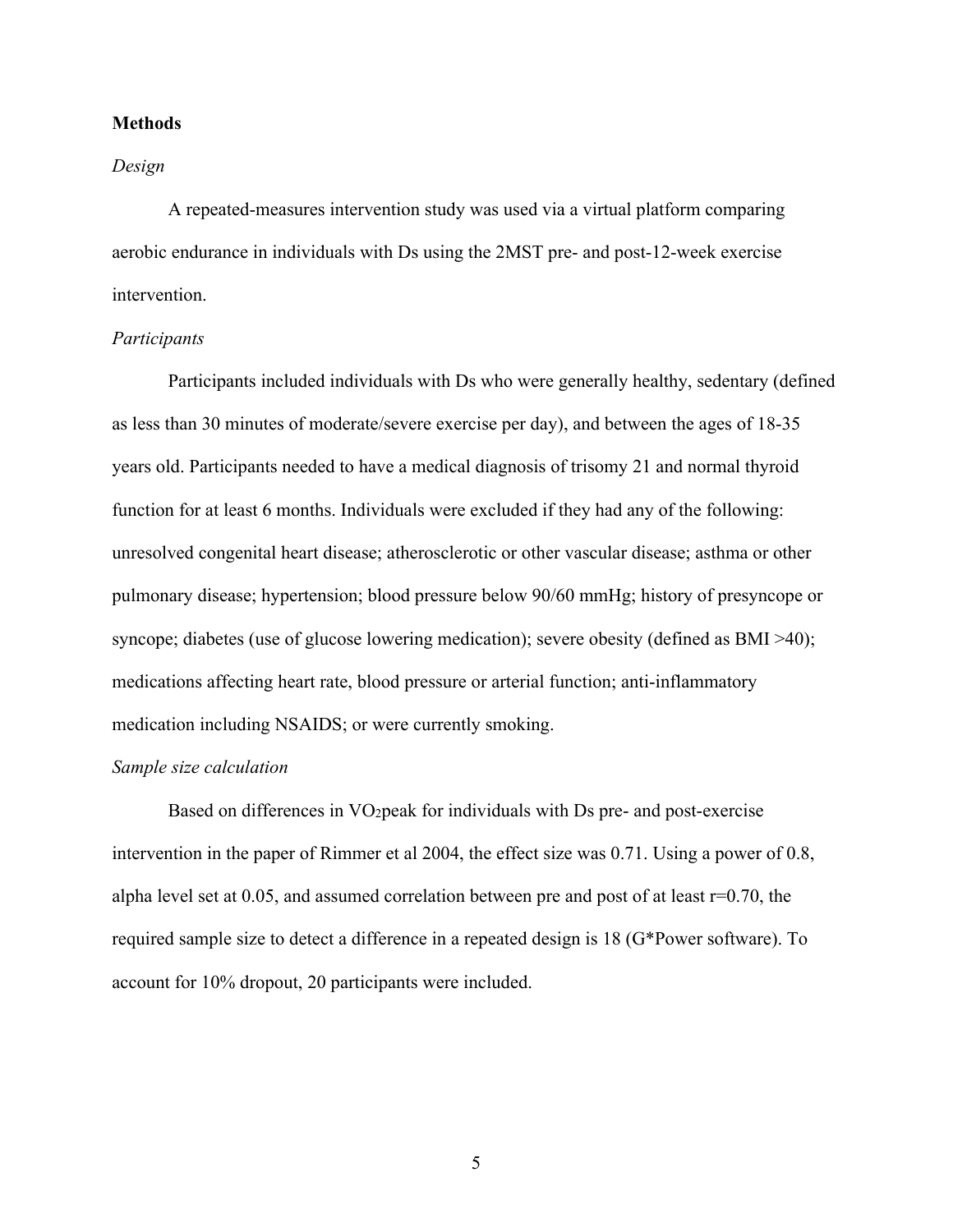## Methods

### *Design*

A repeated-measures intervention study was used via a virtual platform comparing aerobic endurance in individuals with Ds using the 2MST pre- and post-12-week exercise intervention.

### *Participants*

Participants included individuals with Ds who were generally healthy, sedentary (defined as less than 30 minutes of moderate/severe exercise per day), and between the ages of 18-35 years old. Participants needed to have a medical diagnosis of trisomy 21 and normal thyroid function for at least 6 months. Individuals were excluded if they had any of the following: unresolved congenital heart disease; atherosclerotic or other vascular disease; asthma or other pulmonary disease; hypertension; blood pressure below 90/60 mmHg; history of presyncope or syncope; diabetes (use of glucose lowering medication); severe obesity (defined as BMI >40); medications affecting heart rate, blood pressure or arterial function; anti-inflammatory medication including NSAIDS; or were currently smoking.

### *Sample size calculation*

Based on differences in $VO_2$peak for individuals with Ds pre- and post-exercise intervention in the paper of Rimmer et al 2004, the effect size was 0.71. Using a power of 0.8, alpha level set at 0.05, and assumed correlation between pre and post of at least $r=0.70$, the required sample size to detect a difference in a repeated design is 18 (G*Power software). To account for 10% dropout, 20 participants were included.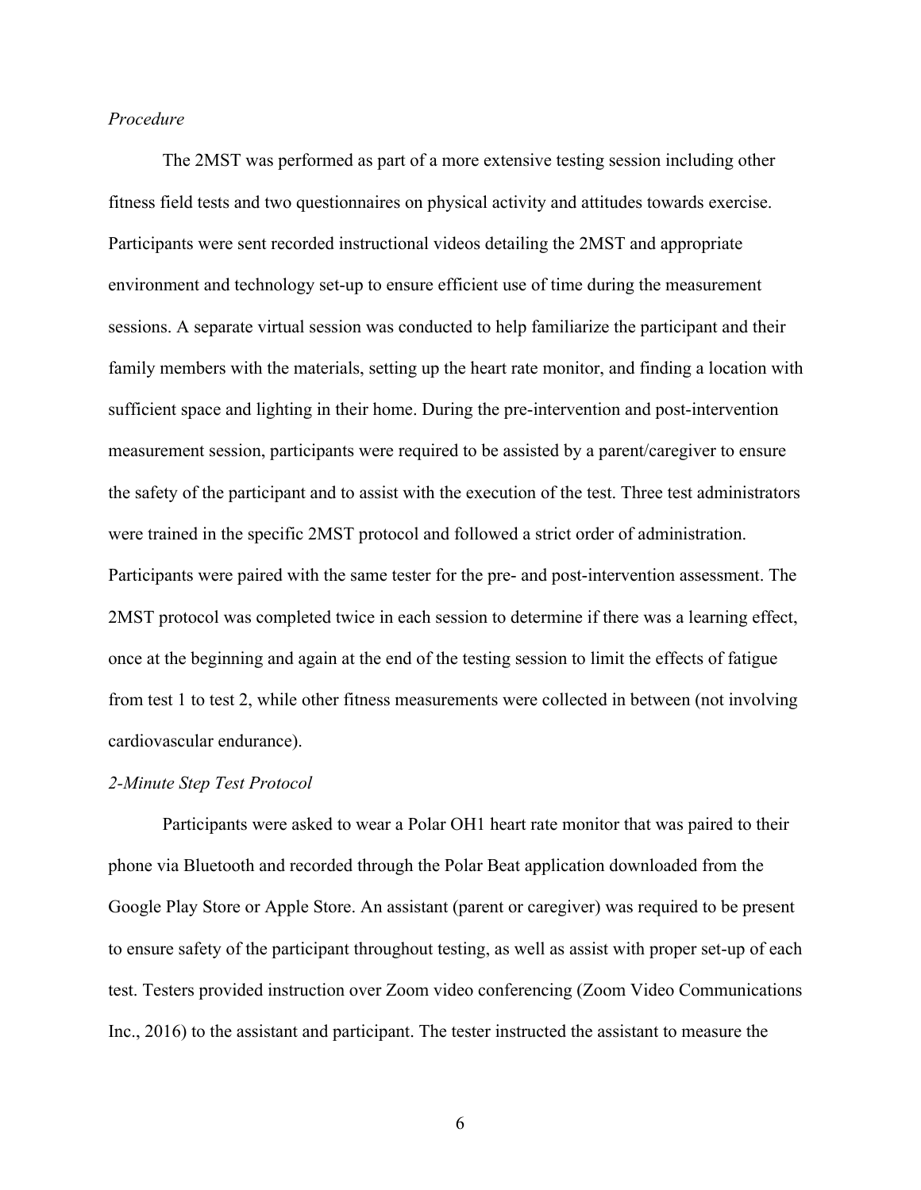*Procedure*

The 2MST was performed as part of a more extensive testing session including other fitness field tests and two questionnaires on physical activity and attitudes towards exercise. Participants were sent recorded instructional videos detailing the 2MST and appropriate environment and technology set-up to ensure efficient use of time during the measurement sessions. A separate virtual session was conducted to help familiarize the participant and their family members with the materials, setting up the heart rate monitor, and finding a location with sufficient space and lighting in their home. During the pre-intervention and post-intervention measurement session, participants were required to be assisted by a parent/caregiver to ensure the safety of the participant and to assist with the execution of the test. Three test administrators were trained in the specific 2MST protocol and followed a strict order of administration. Participants were paired with the same tester for the pre- and post-intervention assessment. The 2MST protocol was completed twice in each session to determine if there was a learning effect, once at the beginning and again at the end of the testing session to limit the effects of fatigue from test 1 to test 2, while other fitness measurements were collected in between (not involving cardiovascular endurance).

*2-Minute Step Test Protocol*

Participants were asked to wear a Polar OH1 heart rate monitor that was paired to their phone via Bluetooth and recorded through the Polar Beat application downloaded from the Google Play Store or Apple Store. An assistant (parent or caregiver) was required to be present to ensure safety of the participant throughout testing, as well as assist with proper set-up of each test. Testers provided instruction over Zoom video conferencing (Zoom Video Communications Inc., 2016) to the assistant and participant. The tester instructed the assistant to measure the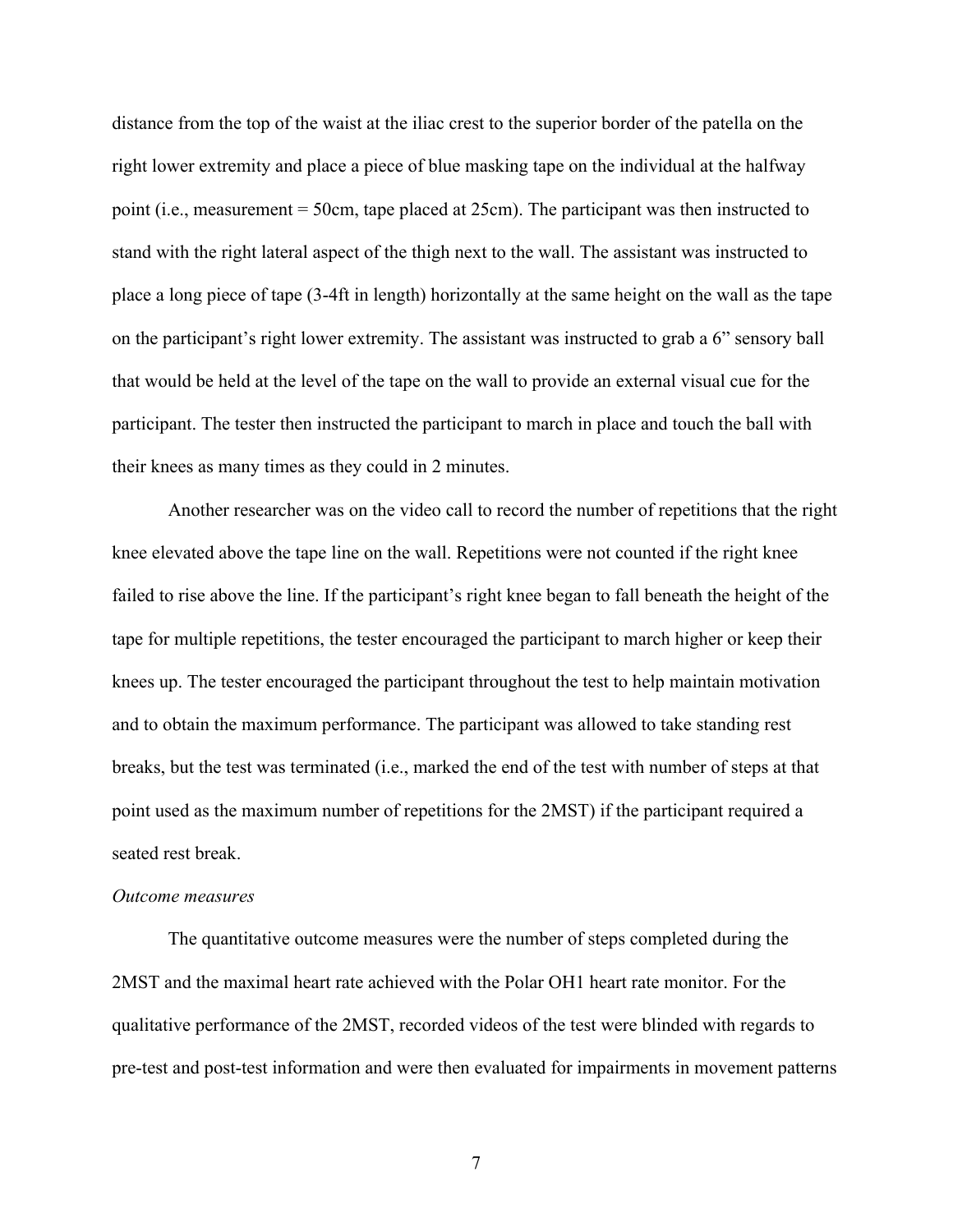distance from the top of the waist at the iliac crest to the superior border of the patella on the right lower extremity and place a piece of blue masking tape on the individual at the halfway point (i.e., measurement = 50cm, tape placed at 25cm). The participant was then instructed to stand with the right lateral aspect of the thigh next to the wall. The assistant was instructed to place a long piece of tape (3-4ft in length) horizontally at the same height on the wall as the tape on the participant's right lower extremity. The assistant was instructed to grab a 6" sensory ball that would be held at the level of the tape on the wall to provide an external visual cue for the participant. The tester then instructed the participant to march in place and touch the ball with their knees as many times as they could in 2 minutes.

Another researcher was on the video call to record the number of repetitions that the right knee elevated above the tape line on the wall. Repetitions were not counted if the right knee failed to rise above the line. If the participant's right knee began to fall beneath the height of the tape for multiple repetitions, the tester encouraged the participant to march higher or keep their knees up. The tester encouraged the participant throughout the test to help maintain motivation and to obtain the maximum performance. The participant was allowed to take standing rest breaks, but the test was terminated (i.e., marked the end of the test with number of steps at that point used as the maximum number of repetitions for the 2MST) if the participant required a seated rest break.

*Outcome measures*

The quantitative outcome measures were the number of steps completed during the 2MST and the maximal heart rate achieved with the Polar OH1 heart rate monitor. For the qualitative performance of the 2MST, recorded videos of the test were blinded with regards to pre-test and post-test information and were then evaluated for impairments in movement patterns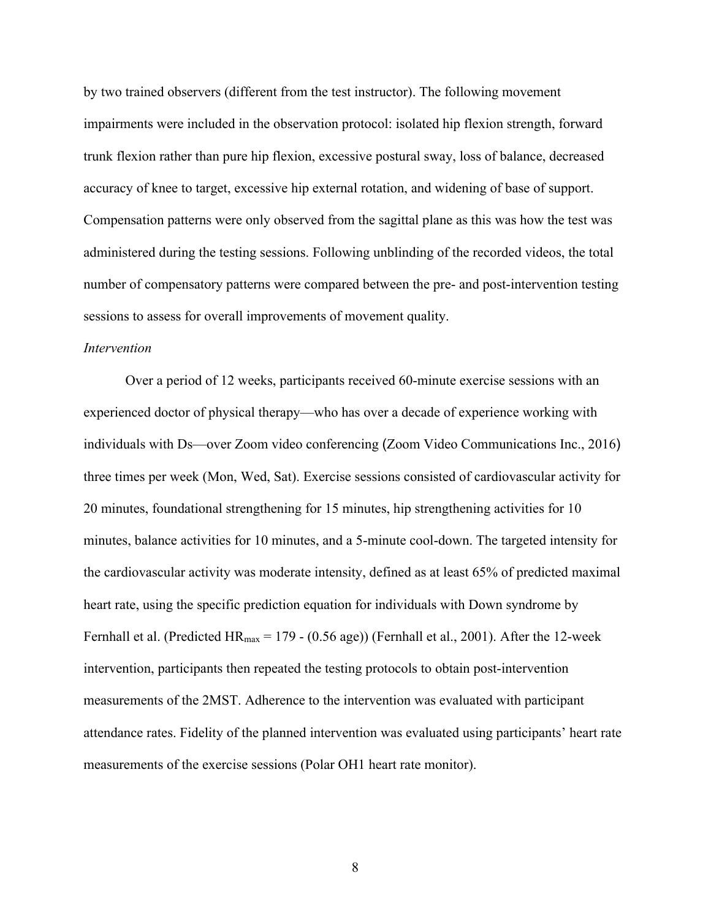by two trained observers (different from the test instructor). The following movement impairments were included in the observation protocol: isolated hip flexion strength, forward trunk flexion rather than pure hip flexion, excessive postural sway, loss of balance, decreased accuracy of knee to target, excessive hip external rotation, and widening of base of support. Compensation patterns were only observed from the sagittal plane as this was how the test was administered during the testing sessions. Following unblinding of the recorded videos, the total number of compensatory patterns were compared between the pre- and post-intervention testing sessions to assess for overall improvements of movement quality.

*Intervention*

Over a period of 12 weeks, participants received 60-minute exercise sessions with an experienced doctor of physical therapy—who has over a decade of experience working with individuals with Ds—over Zoom video conferencing (Zoom Video Communications Inc., 2016) three times per week (Mon, Wed, Sat). Exercise sessions consisted of cardiovascular activity for 20 minutes, foundational strengthening for 15 minutes, hip strengthening activities for 10 minutes, balance activities for 10 minutes, and a 5-minute cool-down. The targeted intensity for the cardiovascular activity was moderate intensity, defined as at least 65% of predicted maximal heart rate, using the specific prediction equation for individuals with Down syndrome by Fernhall et al. (Predicted $HR_{max} = 179 - (0.56 \text{ age})$) (Fernhall et al., 2001). After the 12-week intervention, participants then repeated the testing protocols to obtain post-intervention measurements of the 2MST. Adherence to the intervention was evaluated with participant attendance rates. Fidelity of the planned intervention was evaluated using participants' heart rate measurements of the exercise sessions (Polar OH1 heart rate monitor).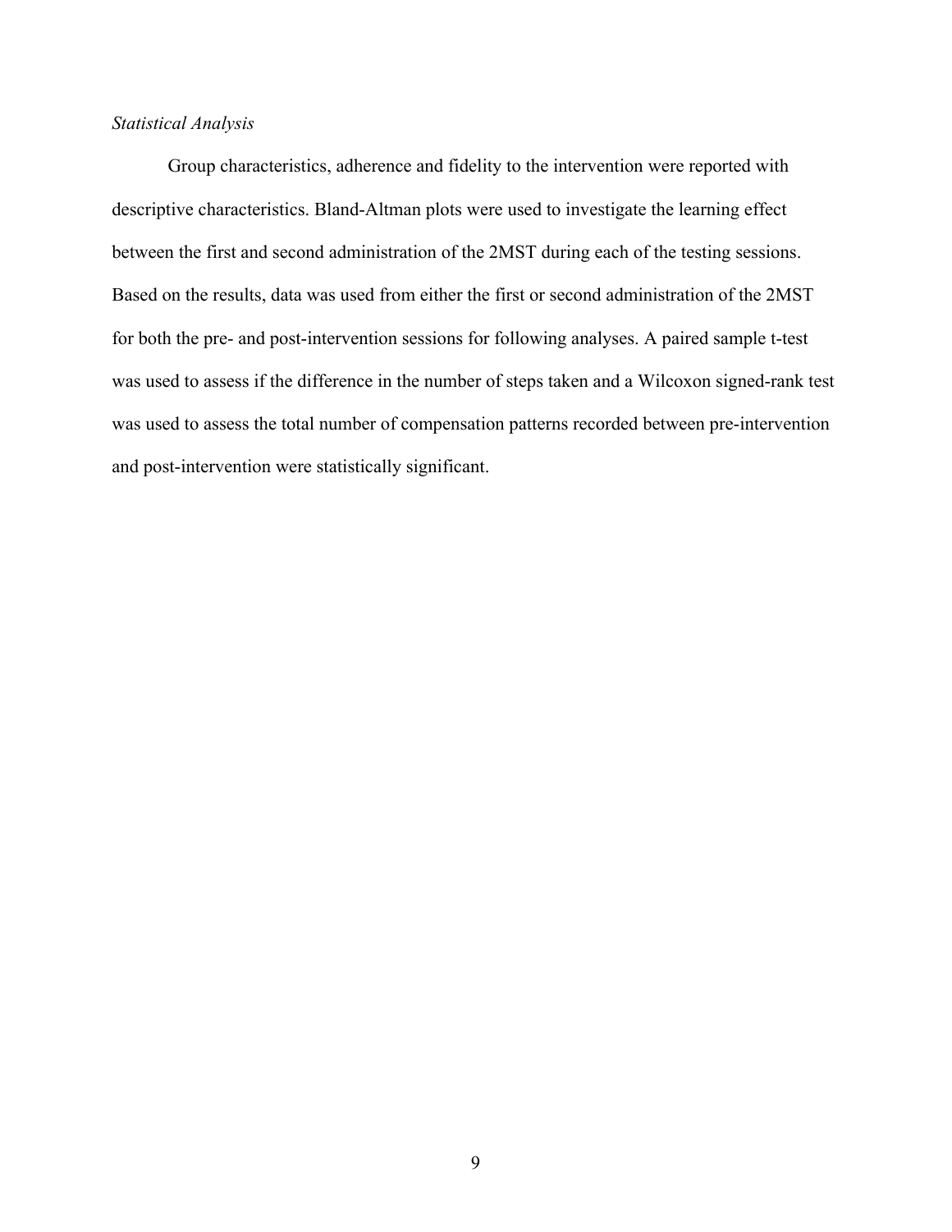*Statistical Analysis*

Group characteristics, adherence and fidelity to the intervention were reported with descriptive characteristics. Bland-Altman plots were used to investigate the learning effect between the first and second administration of the 2MST during each of the testing sessions. Based on the results, data was used from either the first or second administration of the 2MST for both the pre- and post-intervention sessions for following analyses. A paired sample t-test was used to assess if the difference in the number of steps taken and a Wilcoxon signed-rank test was used to assess the total number of compensation patterns recorded between pre-intervention and post-intervention were statistically significant.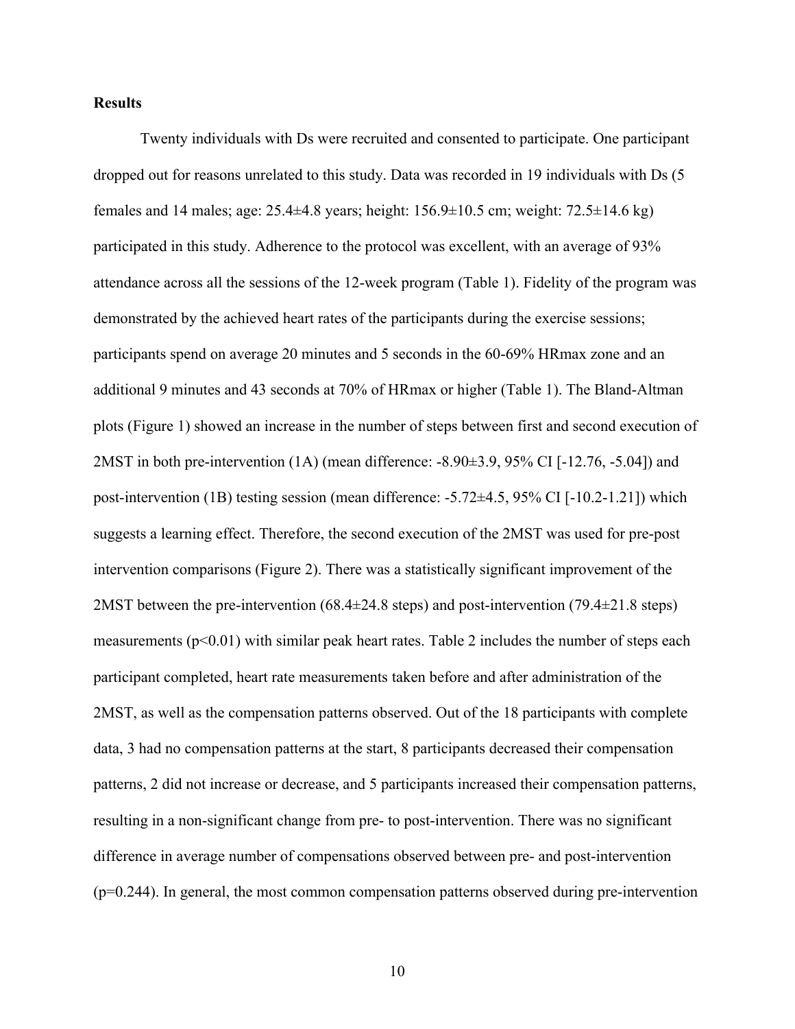**Results**

Twenty individuals with Ds were recruited and consented to participate. One participant dropped out for reasons unrelated to this study. Data was recorded in 19 individuals with Ds (5 females and 14 males; age: 25.4±4.8 years; height: 156.9±10.5 cm; weight: 72.5±14.6 kg) participated in this study. Adherence to the protocol was excellent, with an average of 93% attendance across all the sessions of the 12-week program (Table 1). Fidelity of the program was demonstrated by the achieved heart rates of the participants during the exercise sessions; participants spend on average 20 minutes and 5 seconds in the 60-69% HRmax zone and an additional 9 minutes and 43 seconds at 70% of HRmax or higher (Table 1). The Bland-Altman plots (Figure 1) showed an increase in the number of steps between first and second execution of 2MST in both pre-intervention (1A) (mean difference: -8.90±3.9, 95% CI [-12.76, -5.04]) and post-intervention (1B) testing session (mean difference: -5.72±4.5, 95% CI [-10.2-1.21]) which suggests a learning effect. Therefore, the second execution of the 2MST was used for pre-post intervention comparisons (Figure 2). There was a statistically significant improvement of the 2MST between the pre-intervention (68.4±24.8 steps) and post-intervention (79.4±21.8 steps) measurements ($p<0.01$) with similar peak heart rates. Table 2 includes the number of steps each participant completed, heart rate measurements taken before and after administration of the 2MST, as well as the compensation patterns observed. Out of the 18 participants with complete data, 3 had no compensation patterns at the start, 8 participants decreased their compensation patterns, 2 did not increase or decrease, and 5 participants increased their compensation patterns, resulting in a non-significant change from pre- to post-intervention. There was no significant difference in average number of compensations observed between pre- and post-intervention ($p=0.244$). In general, the most common compensation patterns observed during pre-intervention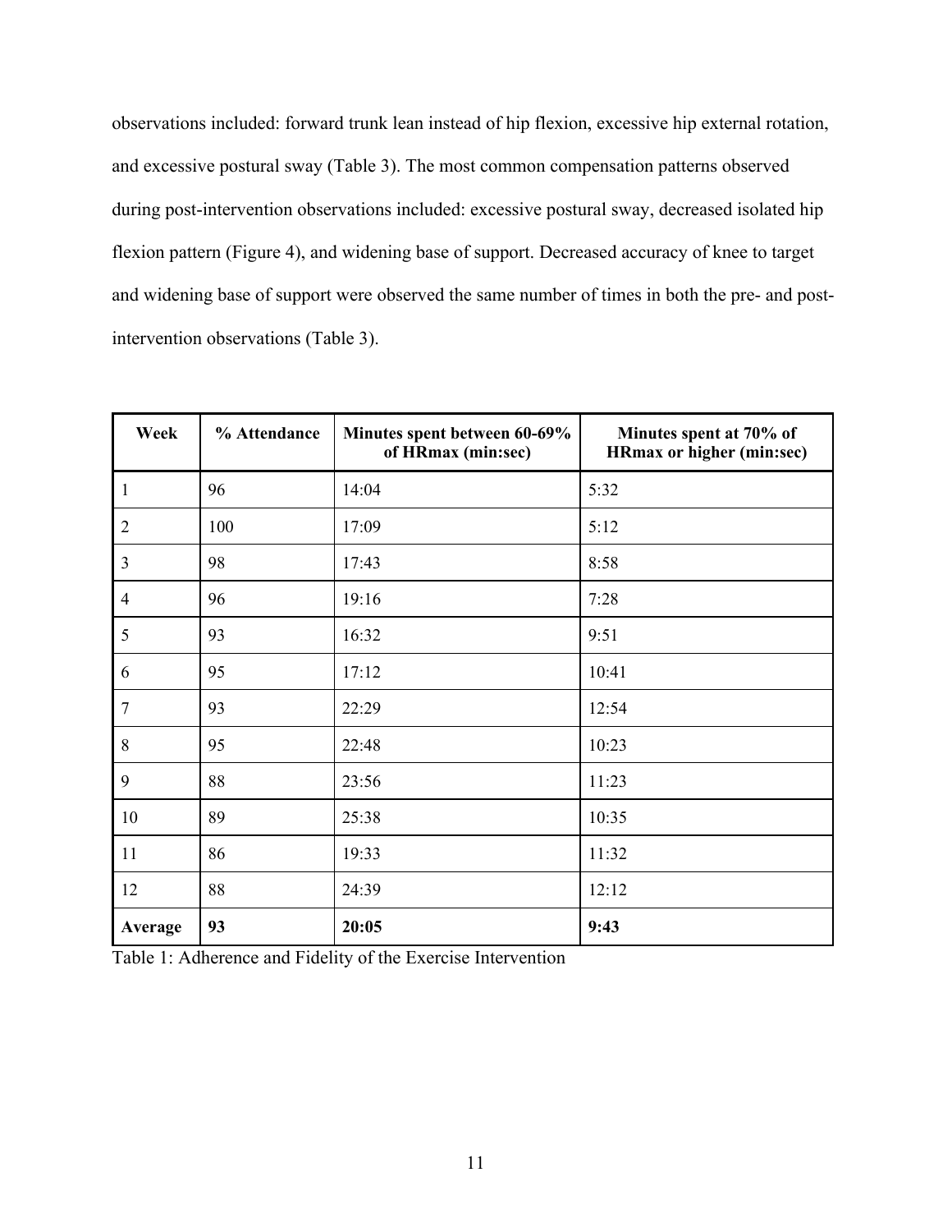observations included: forward trunk lean instead of hip flexion, excessive hip external rotation, and excessive postural sway (Table 3). The most common compensation patterns observed during post-intervention observations included: excessive postural sway, decreased isolated hip flexion pattern (Figure 4), and widening base of support. Decreased accuracy of knee to target and widening base of support were observed the same number of times in both the pre- and post-intervention observations (Table 3).

| Week | % Attendance | Minutes spent between 60-69% of HRmax (min:sec) | Minutes spent at 70% of HRmax or higher (min:sec) |
|---|---|---|---|
| 1 | 96 | 14:04 | 5:32 |
| 2 | 100 | 17:09 | 5:12 |
| 3 | 98 | 17:43 | 8:58 |
| 4 | 96 | 19:16 | 7:28 |
| 5 | 93 | 16:32 | 9:51 |
| 6 | 95 | 17:12 | 10:41 |
| 7 | 93 | 22:29 | 12:54 |
| 8 | 95 | 22:48 | 10:23 |
| 9 | 88 | 23:56 | 11:23 |
| 10 | 89 | 25:38 | 10:35 |
| 11 | 86 | 19:33 | 11:32 |
| 12 | 88 | 24:39 | 12:12 |
| **Average** | **93** | **20:05** | **9:43** |

Table 1: Adherence and Fidelity of the Exercise Intervention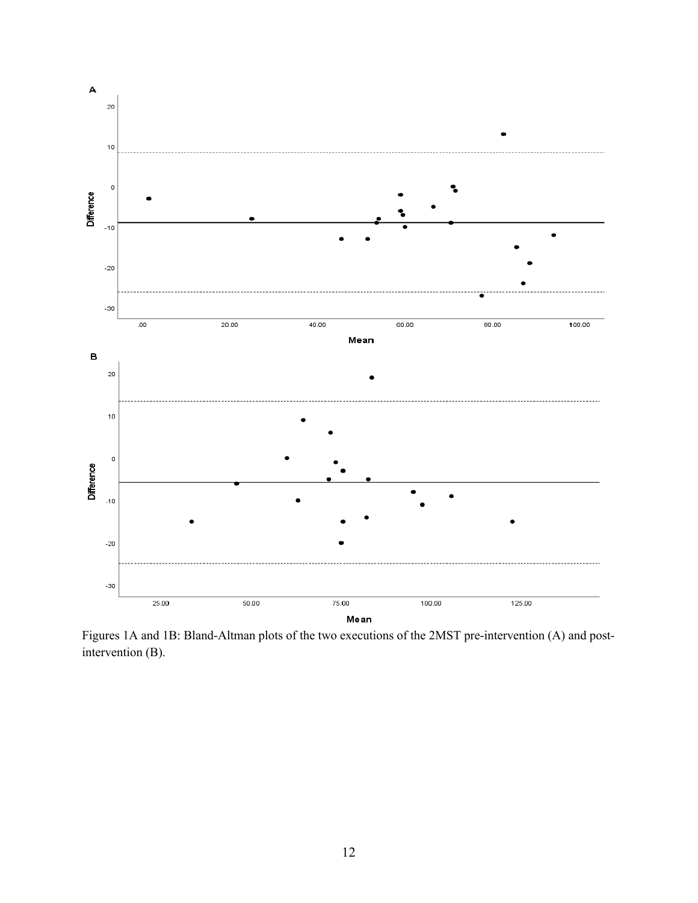Figures 1A and 1B: Bland-Altman plots of the two executions of the 2MST pre-intervention (A) and post-intervention (B).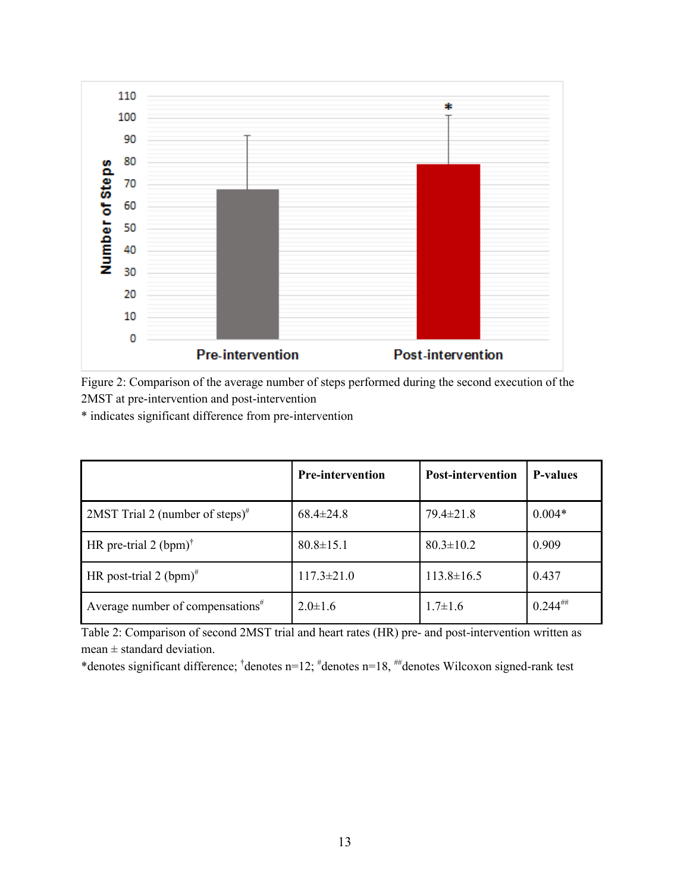Figure 2: Comparison of the average number of steps performed during the second execution of the 2MST at pre-intervention and post-intervention
* indicates significant difference from pre-intervention

| | Pre-intervention | Post-intervention | P-values |
|---|---|---|---|
| 2MST Trial 2 (number of steps)[#] | 68.4±24.8 | 79.4±21.8 | 0.004* |
| HR pre-trial 2 (bpm)[†] | 80.8±15.1 | 80.3±10.2 | 0.909 |
| HR post-trial 2 (bpm)[#] | 117.3±21.0 | 113.8±16.5 | 0.437 |
| Average number of compensations[#] | 2.0±1.6 | 1.7±1.6 | 0.244[##] |

Table 2: Comparison of second 2MST trial and heart rates (HR) pre- and post-intervention written as mean ± standard deviation.
*denotes significant difference; [†]denotes n=12; [#]denotes n=18, [##]denotes Wilcoxon signed-rank test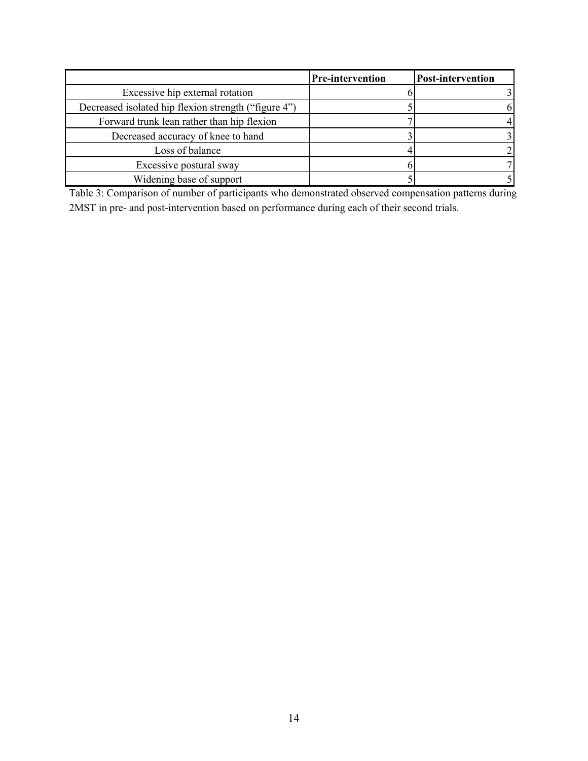| | Pre-intervention | Post-intervention |
|---|---|---|
| Excessive hip external rotation | 6 | 3 |
| Decreased isolated hip flexion strength ("figure 4") | 5 | 6 |
| Forward trunk lean rather than hip flexion | 7 | 4 |
| Decreased accuracy of knee to hand | 3 | 3 |
| Loss of balance | 4 | 2 |
| Excessive postural sway | 6 | 7 |
| Widening base of support | 5 | 5 |

Table 3: Comparison of number of participants who demonstrated observed compensation patterns during 2MST in pre- and post-intervention based on performance during each of their second trials.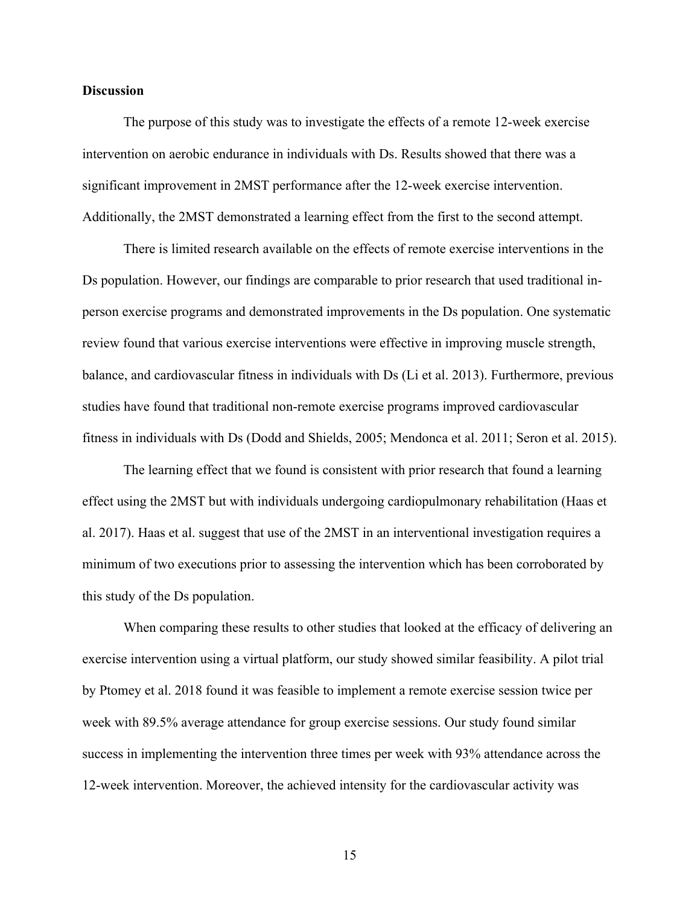**Discussion**

The purpose of this study was to investigate the effects of a remote 12-week exercise intervention on aerobic endurance in individuals with Ds. Results showed that there was a significant improvement in 2MST performance after the 12-week exercise intervention. Additionally, the 2MST demonstrated a learning effect from the first to the second attempt.

There is limited research available on the effects of remote exercise interventions in the Ds population. However, our findings are comparable to prior research that used traditional in-person exercise programs and demonstrated improvements in the Ds population. One systematic review found that various exercise interventions were effective in improving muscle strength, balance, and cardiovascular fitness in individuals with Ds (Li et al. 2013). Furthermore, previous studies have found that traditional non-remote exercise programs improved cardiovascular fitness in individuals with Ds (Dodd and Shields, 2005; Mendonca et al. 2011; Seron et al. 2015).

The learning effect that we found is consistent with prior research that found a learning effect using the 2MST but with individuals undergoing cardiopulmonary rehabilitation (Haas et al. 2017). Haas et al. suggest that use of the 2MST in an interventional investigation requires a minimum of two executions prior to assessing the intervention which has been corroborated by this study of the Ds population.

When comparing these results to other studies that looked at the efficacy of delivering an exercise intervention using a virtual platform, our study showed similar feasibility. A pilot trial by Ptomey et al. 2018 found it was feasible to implement a remote exercise session twice per week with 89.5% average attendance for group exercise sessions. Our study found similar success in implementing the intervention three times per week with 93% attendance across the 12-week intervention. Moreover, the achieved intensity for the cardiovascular activity was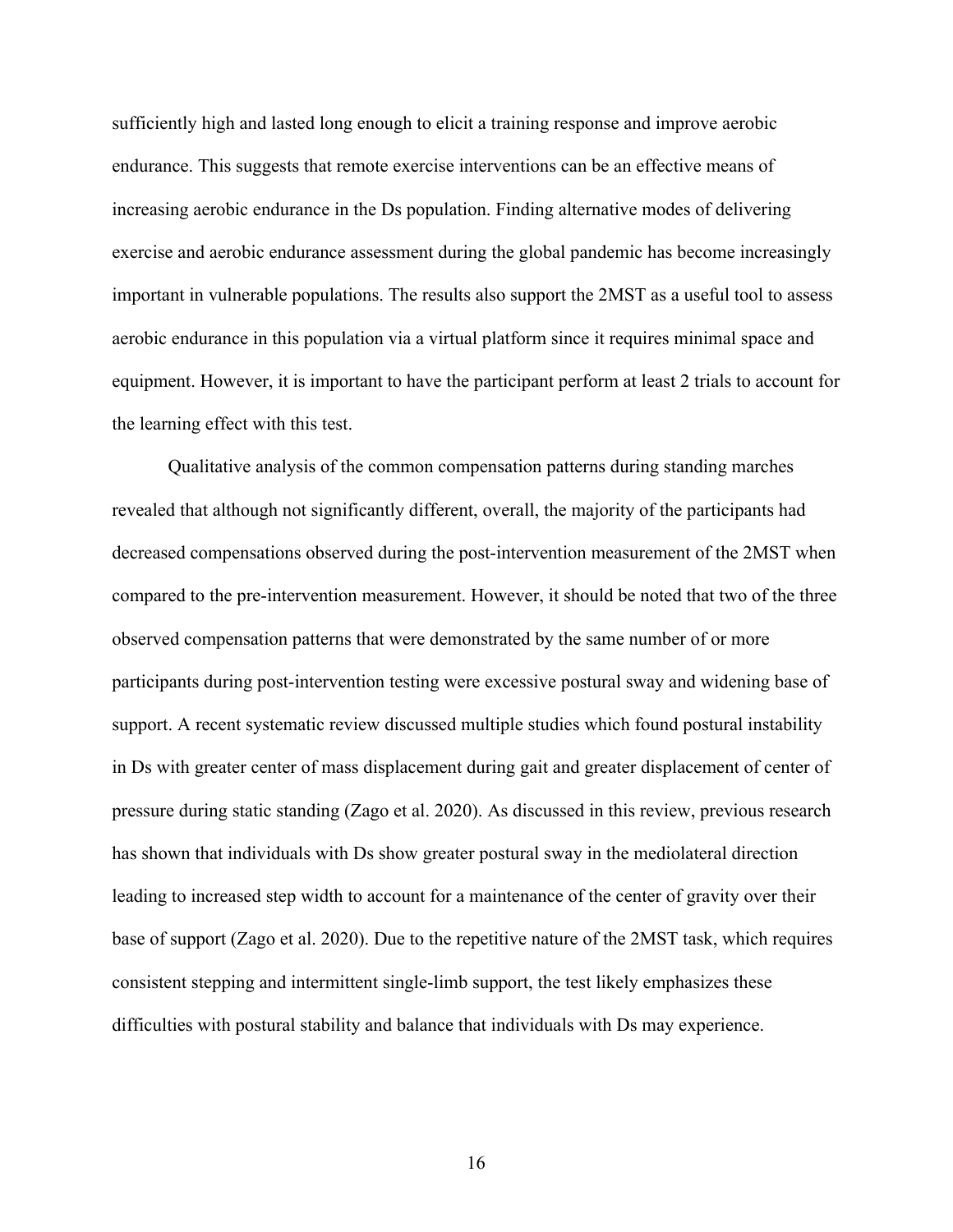sufficiently high and lasted long enough to elicit a training response and improve aerobic endurance. This suggests that remote exercise interventions can be an effective means of increasing aerobic endurance in the Ds population. Finding alternative modes of delivering exercise and aerobic endurance assessment during the global pandemic has become increasingly important in vulnerable populations. The results also support the 2MST as a useful tool to assess aerobic endurance in this population via a virtual platform since it requires minimal space and equipment. However, it is important to have the participant perform at least 2 trials to account for the learning effect with this test.

Qualitative analysis of the common compensation patterns during standing marches revealed that although not significantly different, overall, the majority of the participants had decreased compensations observed during the post-intervention measurement of the 2MST when compared to the pre-intervention measurement. However, it should be noted that two of the three observed compensation patterns that were demonstrated by the same number of or more participants during post-intervention testing were excessive postural sway and widening base of support. A recent systematic review discussed multiple studies which found postural instability in Ds with greater center of mass displacement during gait and greater displacement of center of pressure during static standing (Zago et al. 2020). As discussed in this review, previous research has shown that individuals with Ds show greater postural sway in the mediolateral direction leading to increased step width to account for a maintenance of the center of gravity over their base of support (Zago et al. 2020). Due to the repetitive nature of the 2MST task, which requires consistent stepping and intermittent single-limb support, the test likely emphasizes these difficulties with postural stability and balance that individuals with Ds may experience.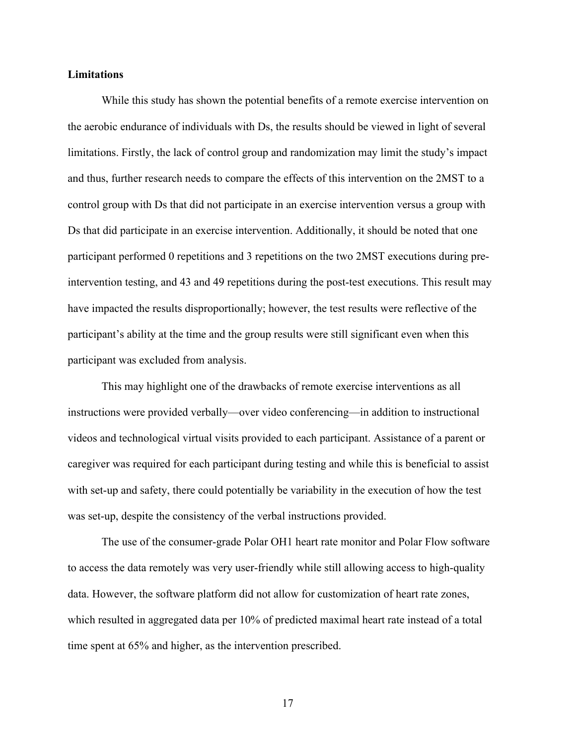**Limitations**

While this study has shown the potential benefits of a remote exercise intervention on the aerobic endurance of individuals with Ds, the results should be viewed in light of several limitations. Firstly, the lack of control group and randomization may limit the study's impact and thus, further research needs to compare the effects of this intervention on the 2MST to a control group with Ds that did not participate in an exercise intervention versus a group with Ds that did participate in an exercise intervention. Additionally, it should be noted that one participant performed 0 repetitions and 3 repetitions on the two 2MST executions during pre-intervention testing, and 43 and 49 repetitions during the post-test executions. This result may have impacted the results disproportionally; however, the test results were reflective of the participant's ability at the time and the group results were still significant even when this participant was excluded from analysis.

This may highlight one of the drawbacks of remote exercise interventions as all instructions were provided verbally—over video conferencing—in addition to instructional videos and technological virtual visits provided to each participant. Assistance of a parent or caregiver was required for each participant during testing and while this is beneficial to assist with set-up and safety, there could potentially be variability in the execution of how the test was set-up, despite the consistency of the verbal instructions provided.

The use of the consumer-grade Polar OH1 heart rate monitor and Polar Flow software to access the data remotely was very user-friendly while still allowing access to high-quality data. However, the software platform did not allow for customization of heart rate zones, which resulted in aggregated data per 10% of predicted maximal heart rate instead of a total time spent at 65% and higher, as the intervention prescribed.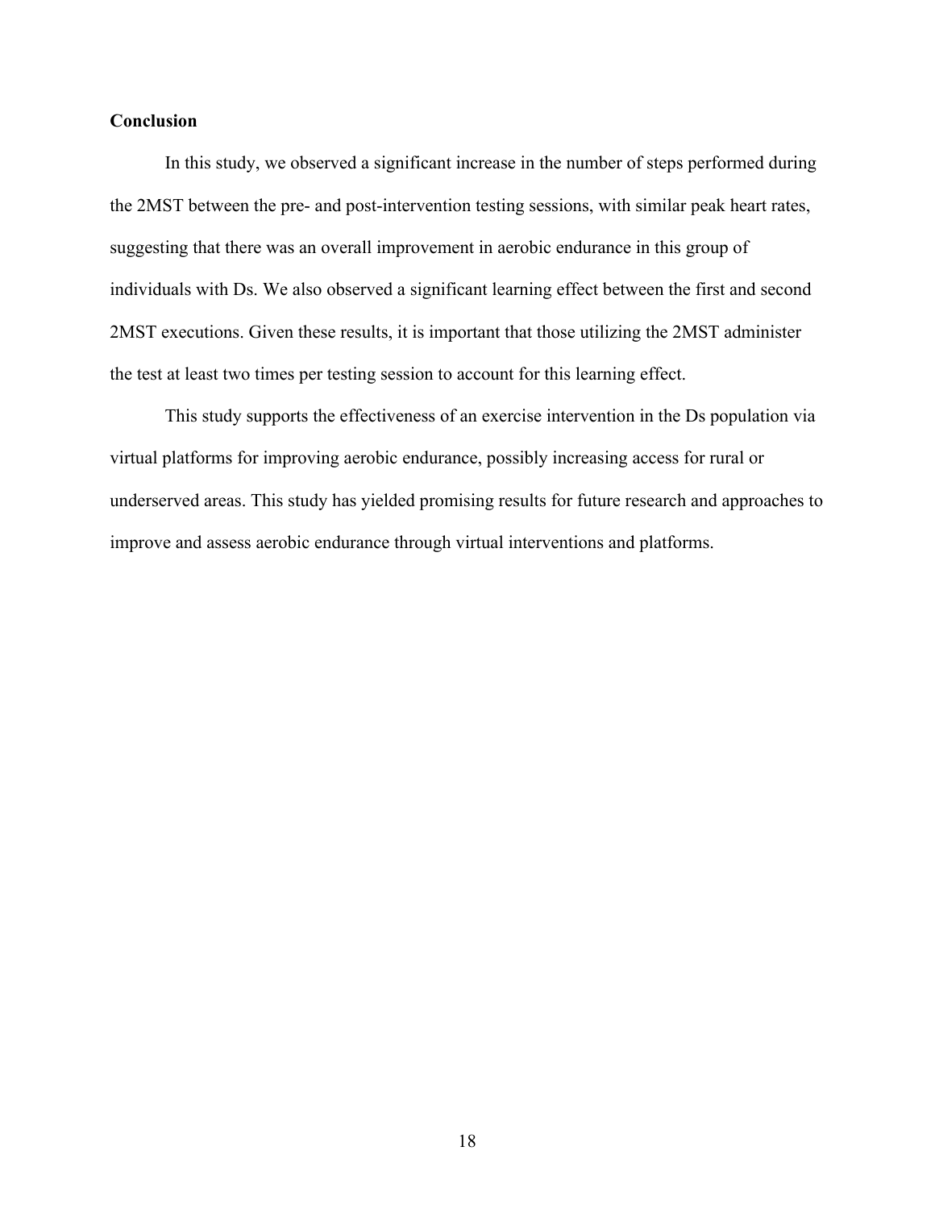**Conclusion**

In this study, we observed a significant increase in the number of steps performed during the 2MST between the pre- and post-intervention testing sessions, with similar peak heart rates, suggesting that there was an overall improvement in aerobic endurance in this group of individuals with Ds. We also observed a significant learning effect between the first and second 2MST executions. Given these results, it is important that those utilizing the 2MST administer the test at least two times per testing session to account for this learning effect.

This study supports the effectiveness of an exercise intervention in the Ds population via virtual platforms for improving aerobic endurance, possibly increasing access for rural or underserved areas. This study has yielded promising results for future research and approaches to improve and assess aerobic endurance through virtual interventions and platforms.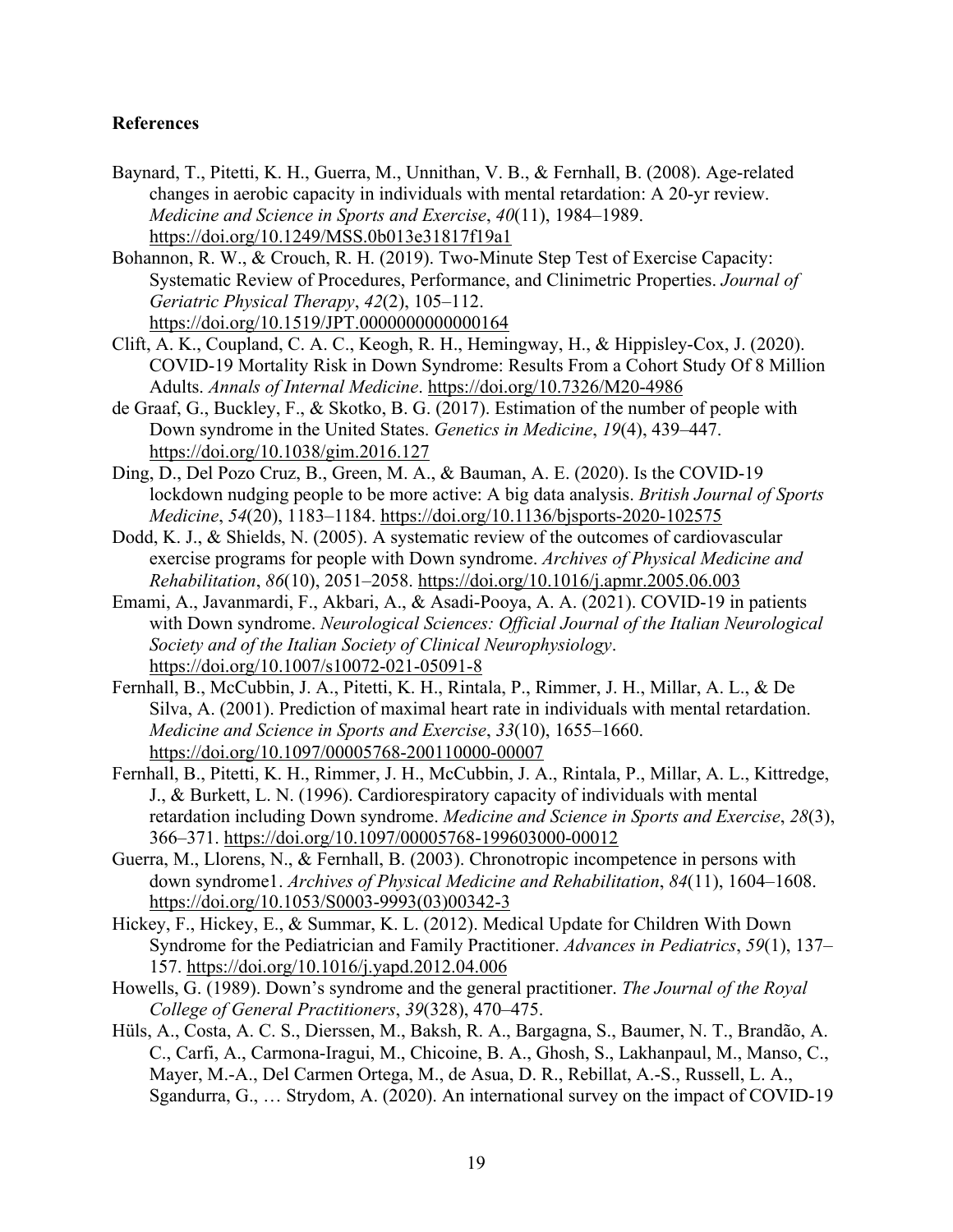**References**

Baynard, T., Pitetti, K. H., Guerra, M., Unnithan, V. B., & Fernhall, B. (2008). Age-related changes in aerobic capacity in individuals with mental retardation: A 20-yr review. *Medicine and Science in Sports and Exercise*, *40*(11), 1984–1989. https://doi.org/10.1249/MSS.0b013e31817f19a1

Bohannon, R. W., & Crouch, R. H. (2019). Two-Minute Step Test of Exercise Capacity: Systematic Review of Procedures, Performance, and Clinimetric Properties. *Journal of Geriatric Physical Therapy*, *42*(2), 105–112. https://doi.org/10.1519/JPT.0000000000000164

Clift, A. K., Coupland, C. A. C., Keogh, R. H., Hemingway, H., & Hippisley-Cox, J. (2020). COVID-19 Mortality Risk in Down Syndrome: Results From a Cohort Study Of 8 Million Adults. *Annals of Internal Medicine*. https://doi.org/10.7326/M20-4986

de Graaf, G., Buckley, F., & Skotko, B. G. (2017). Estimation of the number of people with Down syndrome in the United States. *Genetics in Medicine*, *19*(4), 439–447. https://doi.org/10.1038/gim.2016.127

Ding, D., Del Pozo Cruz, B., Green, M. A., & Bauman, A. E. (2020). Is the COVID-19 lockdown nudging people to be more active: A big data analysis. *British Journal of Sports Medicine*, *54*(20), 1183–1184. https://doi.org/10.1136/bjsports-2020-102575

Dodd, K. J., & Shields, N. (2005). A systematic review of the outcomes of cardiovascular exercise programs for people with Down syndrome. *Archives of Physical Medicine and Rehabilitation*, *86*(10), 2051–2058. https://doi.org/10.1016/j.apmr.2005.06.003

Emami, A., Javanmardi, F., Akbari, A., & Asadi-Pooya, A. A. (2021). COVID-19 in patients with Down syndrome. *Neurological Sciences: Official Journal of the Italian Neurological Society and of the Italian Society of Clinical Neurophysiology*. https://doi.org/10.1007/s10072-021-05091-8

Fernhall, B., McCubbin, J. A., Pitetti, K. H., Rintala, P., Rimmer, J. H., Millar, A. L., & De Silva, A. (2001). Prediction of maximal heart rate in individuals with mental retardation. *Medicine and Science in Sports and Exercise*, *33*(10), 1655–1660. https://doi.org/10.1097/00005768-200110000-00007

Fernhall, B., Pitetti, K. H., Rimmer, J. H., McCubbin, J. A., Rintala, P., Millar, A. L., Kittredge, J., & Burkett, L. N. (1996). Cardiorespiratory capacity of individuals with mental retardation including Down syndrome. *Medicine and Science in Sports and Exercise*, *28*(3), 366–371. https://doi.org/10.1097/00005768-199603000-00012

Guerra, M., Llorens, N., & Fernhall, B. (2003). Chronotropic incompetence in persons with down syndrome1. *Archives of Physical Medicine and Rehabilitation*, *84*(11), 1604–1608. https://doi.org/10.1053/S0003-9993(03)00342-3

Hickey, F., Hickey, E., & Summar, K. L. (2012). Medical Update for Children With Down Syndrome for the Pediatrician and Family Practitioner. *Advances in Pediatrics*, *59*(1), 137–157. https://doi.org/10.1016/j.yapd.2012.04.006

Howells, G. (1989). Down's syndrome and the general practitioner. *The Journal of the Royal College of General Practitioners*, *39*(328), 470–475.

Hüls, A., Costa, A. C. S., Dierssen, M., Baksh, R. A., Bargagna, S., Baumer, N. T., Brandão, A. C., Carfi, A., Carmona-Iragui, M., Chicoine, B. A., Ghosh, S., Lakhanpaul, M., Manso, C., Mayer, M.-A., Del Carmen Ortega, M., de Asua, D. R., Rebillat, A.-S., Russell, L. A., Sgandurra, G., … Strydom, A. (2020). An international survey on the impact of COVID-19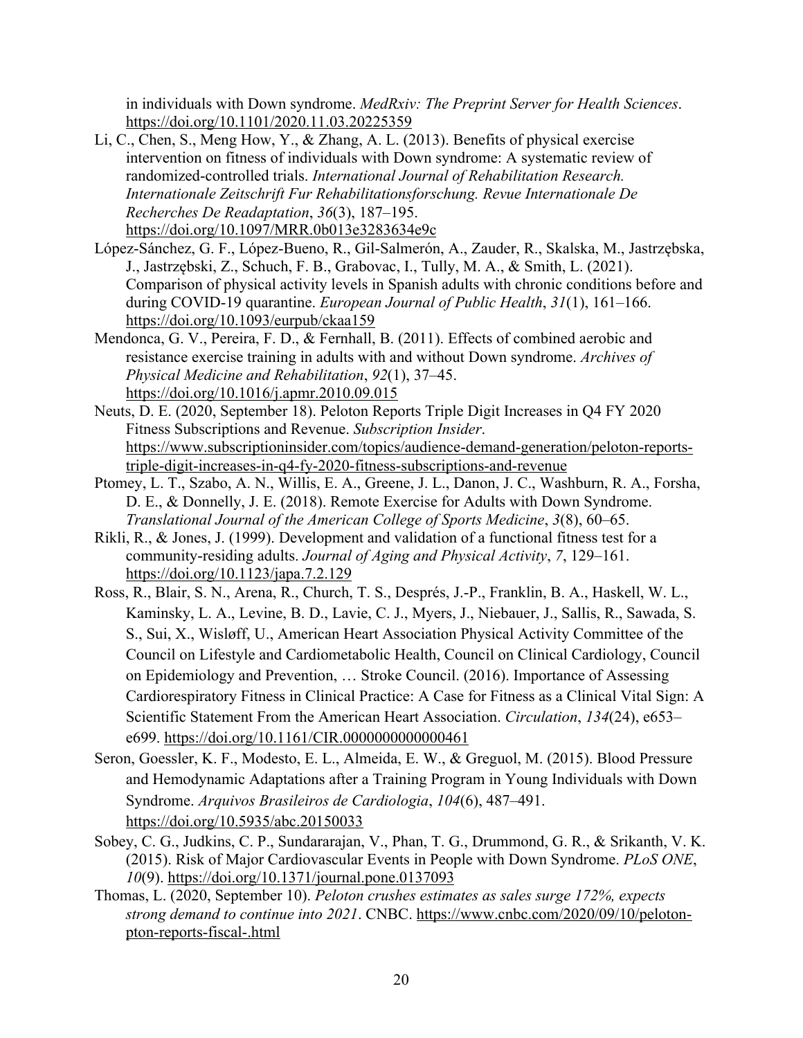in individuals with Down syndrome. *MedRxiv: The Preprint Server for Health Sciences*. https://doi.org/10.1101/2020.11.03.20225359

Li, C., Chen, S., Meng How, Y., & Zhang, A. L. (2013). Benefits of physical exercise intervention on fitness of individuals with Down syndrome: A systematic review of randomized-controlled trials. *International Journal of Rehabilitation Research. Internationale Zeitschrift Fur Rehabilitationsforschung. Revue Internationale De Recherches De Readaptation*, *36*(3), 187–195. https://doi.org/10.1097/MRR.0b013e3283634e9c

López-Sánchez, G. F., López-Bueno, R., Gil-Salmerón, A., Zauder, R., Skalska, M., Jastrzębska, J., Jastrzębski, Z., Schuch, F. B., Grabovac, I., Tully, M. A., & Smith, L. (2021). Comparison of physical activity levels in Spanish adults with chronic conditions before and during COVID-19 quarantine. *European Journal of Public Health*, *31*(1), 161–166. https://doi.org/10.1093/eurpub/ckaa159

Mendonca, G. V., Pereira, F. D., & Fernhall, B. (2011). Effects of combined aerobic and resistance exercise training in adults with and without Down syndrome. *Archives of Physical Medicine and Rehabilitation*, *92*(1), 37–45. https://doi.org/10.1016/j.apmr.2010.09.015

Neuts, D. E. (2020, September 18). Peloton Reports Triple Digit Increases in Q4 FY 2020 Fitness Subscriptions and Revenue. *Subscription Insider*. https://www.subscriptioninsider.com/topics/audience-demand-generation/peloton-reports-triple-digit-increases-in-q4-fy-2020-fitness-subscriptions-and-revenue

Ptomey, L. T., Szabo, A. N., Willis, E. A., Greene, J. L., Danon, J. C., Washburn, R. A., Forsha, D. E., & Donnelly, J. E. (2018). Remote Exercise for Adults with Down Syndrome. *Translational Journal of the American College of Sports Medicine*, *3*(8), 60–65.

Rikli, R., & Jones, J. (1999). Development and validation of a functional fitness test for a community-residing adults. *Journal of Aging and Physical Activity*, *7*, 129–161. https://doi.org/10.1123/japa.7.2.129

Ross, R., Blair, S. N., Arena, R., Church, T. S., Després, J.-P., Franklin, B. A., Haskell, W. L., Kaminsky, L. A., Levine, B. D., Lavie, C. J., Myers, J., Niebauer, J., Sallis, R., Sawada, S. S., Sui, X., Wisløff, U., American Heart Association Physical Activity Committee of the Council on Lifestyle and Cardiometabolic Health, Council on Clinical Cardiology, Council on Epidemiology and Prevention, … Stroke Council. (2016). Importance of Assessing Cardiorespiratory Fitness in Clinical Practice: A Case for Fitness as a Clinical Vital Sign: A Scientific Statement From the American Heart Association. *Circulation*, *134*(24), e653–e699. https://doi.org/10.1161/CIR.0000000000000461

Seron, Goessler, K. F., Modesto, E. L., Almeida, E. W., & Greguol, M. (2015). Blood Pressure and Hemodynamic Adaptations after a Training Program in Young Individuals with Down Syndrome. *Arquivos Brasileiros de Cardiologia*, *104*(6), 487–491. https://doi.org/10.5935/abc.20150033

Sobey, C. G., Judkins, C. P., Sundararajan, V., Phan, T. G., Drummond, G. R., & Srikanth, V. K. (2015). Risk of Major Cardiovascular Events in People with Down Syndrome. *PLoS ONE*, *10*(9). https://doi.org/10.1371/journal.pone.0137093

Thomas, L. (2020, September 10). *Peloton crushes estimates as sales surge 172%, expects strong demand to continue into 2021*. CNBC. https://www.cnbc.com/2020/09/10/peloton-pton-reports-fiscal-.html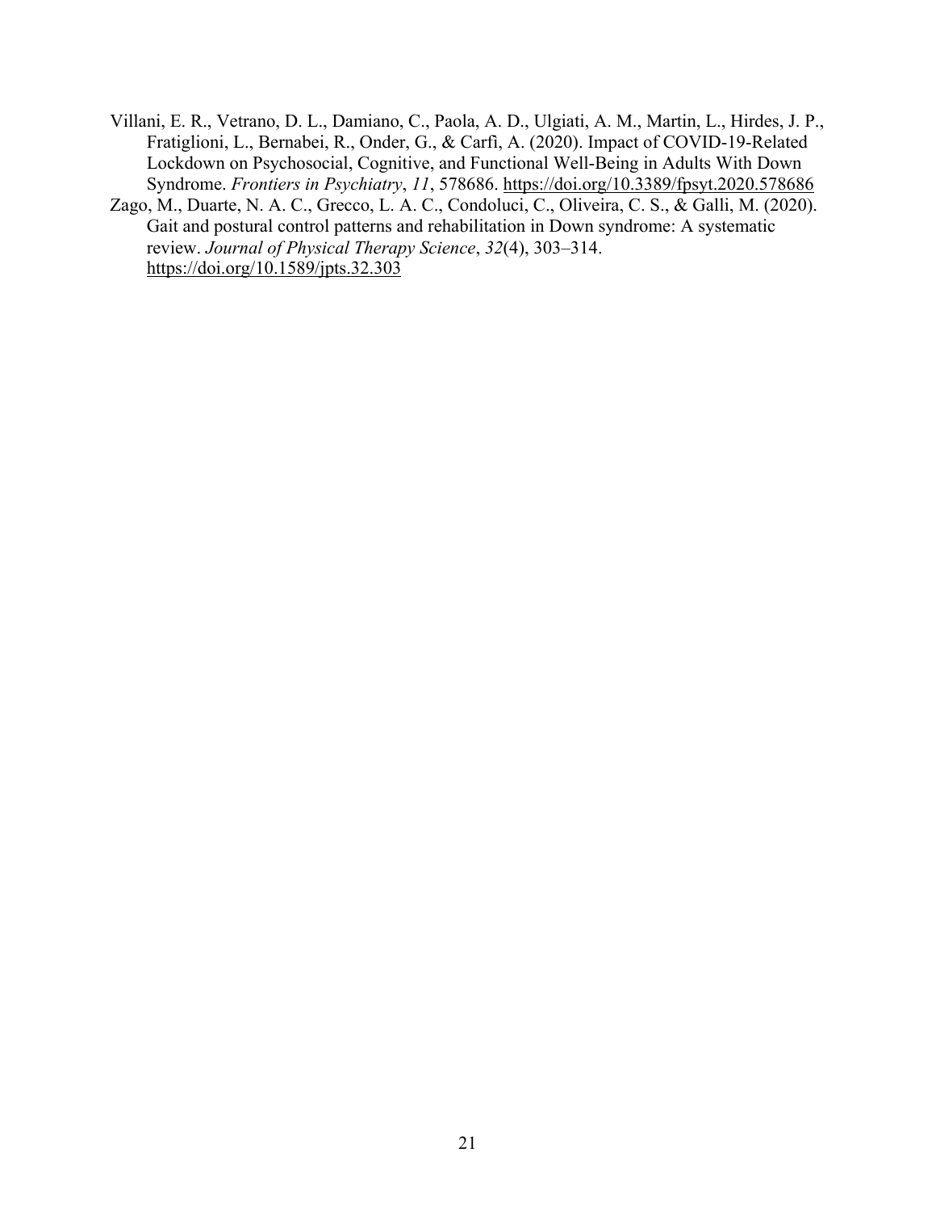Villani, E. R., Vetrano, D. L., Damiano, C., Paola, A. D., Ulgiati, A. M., Martin, L., Hirdes, J. P., Fratiglioni, L., Bernabei, R., Onder, G., & Carfì, A. (2020). Impact of COVID-19-Related Lockdown on Psychosocial, Cognitive, and Functional Well-Being in Adults With Down Syndrome. *Frontiers in Psychiatry*, *11*, 578686. https://doi.org/10.3389/fpsyt.2020.578686

Zago, M., Duarte, N. A. C., Grecco, L. A. C., Condoluci, C., Oliveira, C. S., & Galli, M. (2020). Gait and postural control patterns and rehabilitation in Down syndrome: A systematic review. *Journal of Physical Therapy Science*, *32*(4), 303–314. https://doi.org/10.1589/jpts.32.303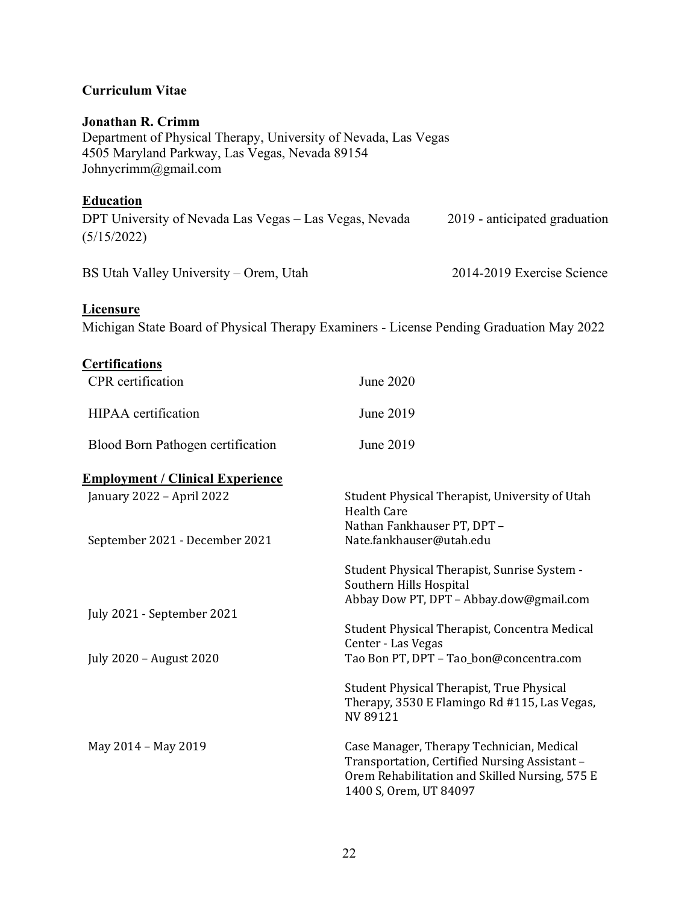**Curriculum Vitae**

**Jonathan R. Crimm**
Department of Physical Therapy, University of Nevada, Las Vegas
4505 Maryland Parkway, Las Vegas, Nevada 89154
Johnycrimm@gmail.com

**Education**

DPT University of Nevada Las Vegas – Las Vegas, Nevada 2019 - anticipated graduation (5/15/2022)

BS Utah Valley University – Orem, Utah 2014-2019 Exercise Science

**Licensure**

Michigan State Board of Physical Therapy Examiners - License Pending Graduation May 2022

**Certifications**

| | |
|---|---|
| CPR certification | June 2020 |
| HIPAA certification | June 2019 |
| Blood Born Pathogen certification | June 2019 |

**Employment / Clinical Experience**

| | |
|---|---|
| January 2022 – April 2022 | Student Physical Therapist, University of Utah Health Care<br>Nathan Fankhauser PT, DPT – Nate.fankhauser@utah.edu |
| September 2021 - December 2021 | Student Physical Therapist, Sunrise System - Southern Hills Hospital<br>Abbay Dow PT, DPT – Abbay.dow@gmail.com |
| July 2021 - September 2021 | Student Physical Therapist, Concentra Medical Center - Las Vegas<br>Tao Bon PT, DPT – Tao_bon@concentra.com |
| July 2020 – August 2020 | Student Physical Therapist, True Physical Therapy, 3530 E Flamingo Rd #115, Las Vegas, NV 89121 |
| May 2014 – May 2019 | Case Manager, Therapy Technician, Medical Transportation, Certified Nursing Assistant – Orem Rehabilitation and Skilled Nursing, 575 E 1400 S, Orem, UT 84097 |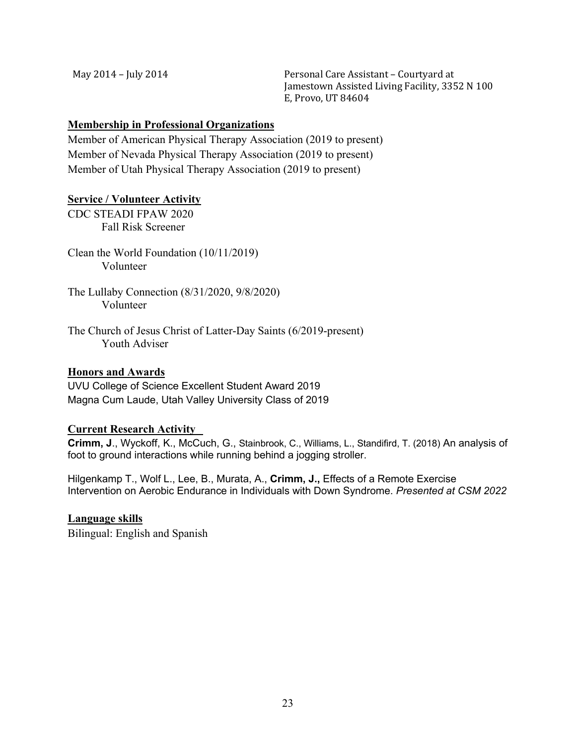May 2014 – July 2014 — Personal Care Assistant – Courtyard at Jamestown Assisted Living Facility, 3352 N 100 E, Provo, UT 84604

## Membership in Professional Organizations

Member of American Physical Therapy Association (2019 to present)
Member of Nevada Physical Therapy Association (2019 to present)
Member of Utah Physical Therapy Association (2019 to present)

## Service / Volunteer Activity

CDC STEADI FPAW 2020
  Fall Risk Screener

Clean the World Foundation (10/11/2019)
  Volunteer

The Lullaby Connection (8/31/2020, 9/8/2020)
  Volunteer

The Church of Jesus Christ of Latter-Day Saints (6/2019-present)
  Youth Adviser

## Honors and Awards

UVU College of Science Excellent Student Award 2019
Magna Cum Laude, Utah Valley University Class of 2019

## Current Research Activity

**Crimm, J**., Wyckoff, K., McCuch, G., Stainbrook, C., Williams, L., Standifird, T. (2018) An analysis of foot to ground interactions while running behind a jogging stroller.

Hilgenkamp T., Wolf L., Lee, B., Murata, A., **Crimm, J.,** Effects of a Remote Exercise Intervention on Aerobic Endurance in Individuals with Down Syndrome. *Presented at CSM 2022*

## Language skills

Bilingual: English and Spanish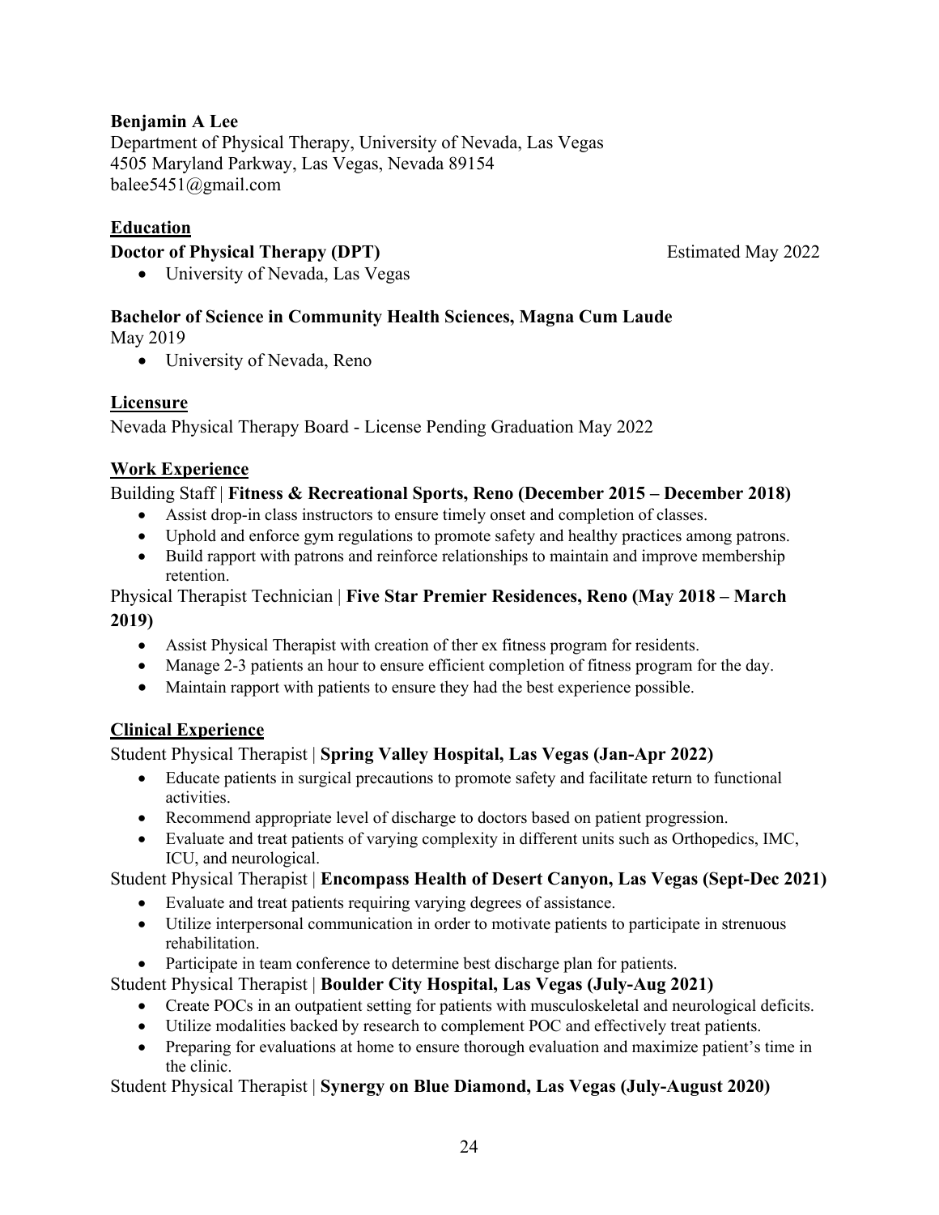**Benjamin A Lee**
Department of Physical Therapy, University of Nevada, Las Vegas
4505 Maryland Parkway, Las Vegas, Nevada 89154
balee5451@gmail.com

## Education

**Doctor of Physical Therapy (DPT)** Estimated May 2022

- University of Nevada, Las Vegas

**Bachelor of Science in Community Health Sciences, Magna Cum Laude**
May 2019

- University of Nevada, Reno

## Licensure

Nevada Physical Therapy Board - License Pending Graduation May 2022

## Work Experience

Building Staff | **Fitness & Recreational Sports, Reno (December 2015 – December 2018)**

- Assist drop-in class instructors to ensure timely onset and completion of classes.
- Uphold and enforce gym regulations to promote safety and healthy practices among patrons.
- Build rapport with patrons and reinforce relationships to maintain and improve membership retention.

Physical Therapist Technician | **Five Star Premier Residences, Reno (May 2018 – March 2019)**

- Assist Physical Therapist with creation of ther ex fitness program for residents.
- Manage 2-3 patients an hour to ensure efficient completion of fitness program for the day.
- Maintain rapport with patients to ensure they had the best experience possible.

## Clinical Experience

Student Physical Therapist | **Spring Valley Hospital, Las Vegas (Jan-Apr 2022)**

- Educate patients in surgical precautions to promote safety and facilitate return to functional activities.
- Recommend appropriate level of discharge to doctors based on patient progression.
- Evaluate and treat patients of varying complexity in different units such as Orthopedics, IMC, ICU, and neurological.

Student Physical Therapist | **Encompass Health of Desert Canyon, Las Vegas (Sept-Dec 2021)**

- Evaluate and treat patients requiring varying degrees of assistance.
- Utilize interpersonal communication in order to motivate patients to participate in strenuous rehabilitation.
- Participate in team conference to determine best discharge plan for patients.

Student Physical Therapist | **Boulder City Hospital, Las Vegas (July-Aug 2021)**

- Create POCs in an outpatient setting for patients with musculoskeletal and neurological deficits.
- Utilize modalities backed by research to complement POC and effectively treat patients.
- Preparing for evaluations at home to ensure thorough evaluation and maximize patient's time in the clinic.

Student Physical Therapist | **Synergy on Blue Diamond, Las Vegas (July-August 2020)**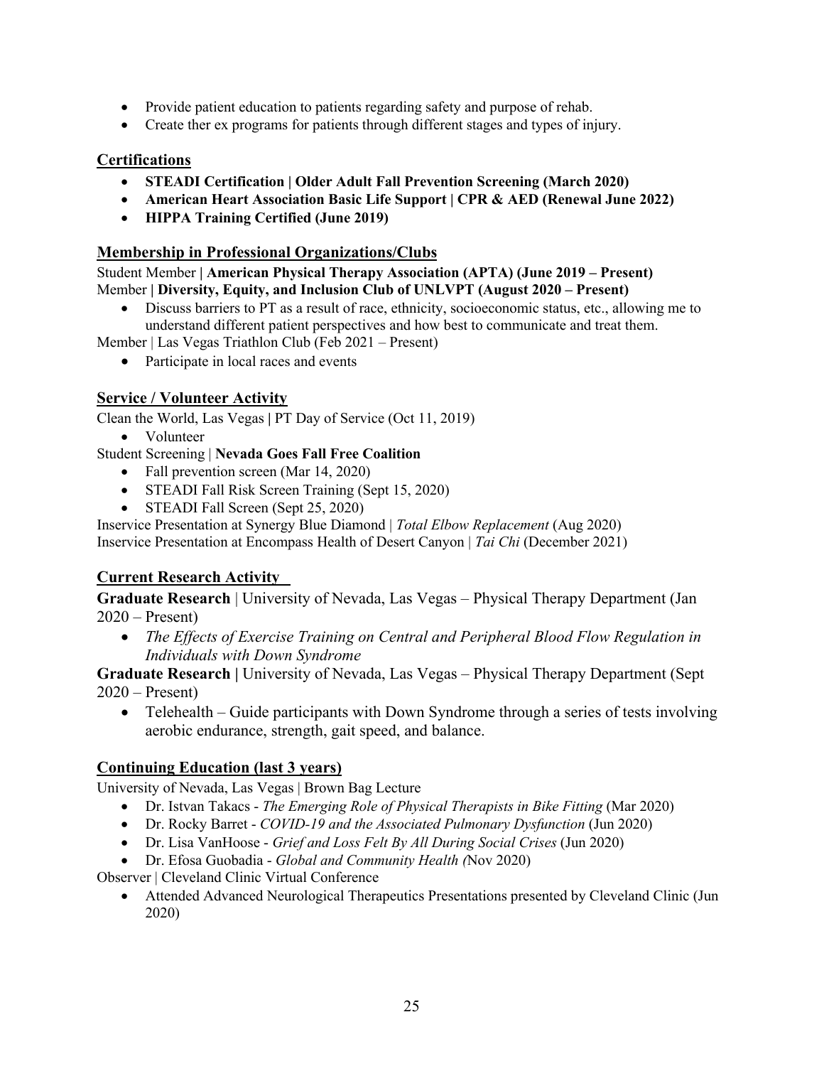- Provide patient education to patients regarding safety and purpose of rehab.
- Create ther ex programs for patients through different stages and types of injury.

## Certifications

- **STEADI Certification | Older Adult Fall Prevention Screening (March 2020)**
- **American Heart Association Basic Life Support | CPR & AED (Renewal June 2022)**
- **HIPPA Training Certified (June 2019)**

## Membership in Professional Organizations/Clubs

Student Member **| American Physical Therapy Association (APTA) (June 2019 – Present)**
Member **| Diversity, Equity, and Inclusion Club of UNLVPT (August 2020 – Present)**

- Discuss barriers to PT as a result of race, ethnicity, socioeconomic status, etc., allowing me to understand different patient perspectives and how best to communicate and treat them.

Member | Las Vegas Triathlon Club (Feb 2021 – Present)

- Participate in local races and events

## Service / Volunteer Activity

Clean the World, Las Vegas | PT Day of Service (Oct 11, 2019)

- Volunteer

Student Screening | **Nevada Goes Fall Free Coalition**

- Fall prevention screen (Mar 14, 2020)
- STEADI Fall Risk Screen Training (Sept 15, 2020)
- STEADI Fall Screen (Sept 25, 2020)

Inservice Presentation at Synergy Blue Diamond | *Total Elbow Replacement* (Aug 2020)
Inservice Presentation at Encompass Health of Desert Canyon | *Tai Chi* (December 2021)

## Current Research Activity

**Graduate Research** | University of Nevada, Las Vegas – Physical Therapy Department (Jan 2020 – Present)

- *The Effects of Exercise Training on Central and Peripheral Blood Flow Regulation in Individuals with Down Syndrome*

**Graduate Research |** University of Nevada, Las Vegas – Physical Therapy Department (Sept 2020 – Present)

- Telehealth – Guide participants with Down Syndrome through a series of tests involving aerobic endurance, strength, gait speed, and balance.

## Continuing Education (last 3 years)

University of Nevada, Las Vegas | Brown Bag Lecture

- Dr. Istvan Takacs - *The Emerging Role of Physical Therapists in Bike Fitting* (Mar 2020)
- Dr. Rocky Barret - *COVID-19 and the Associated Pulmonary Dysfunction* (Jun 2020)
- Dr. Lisa VanHoose - *Grief and Loss Felt By All During Social Crises* (Jun 2020)
- Dr. Efosa Guobadia - *Global and Community Health (*Nov 2020)

Observer | Cleveland Clinic Virtual Conference

- Attended Advanced Neurological Therapeutics Presentations presented by Cleveland Clinic (Jun 2020)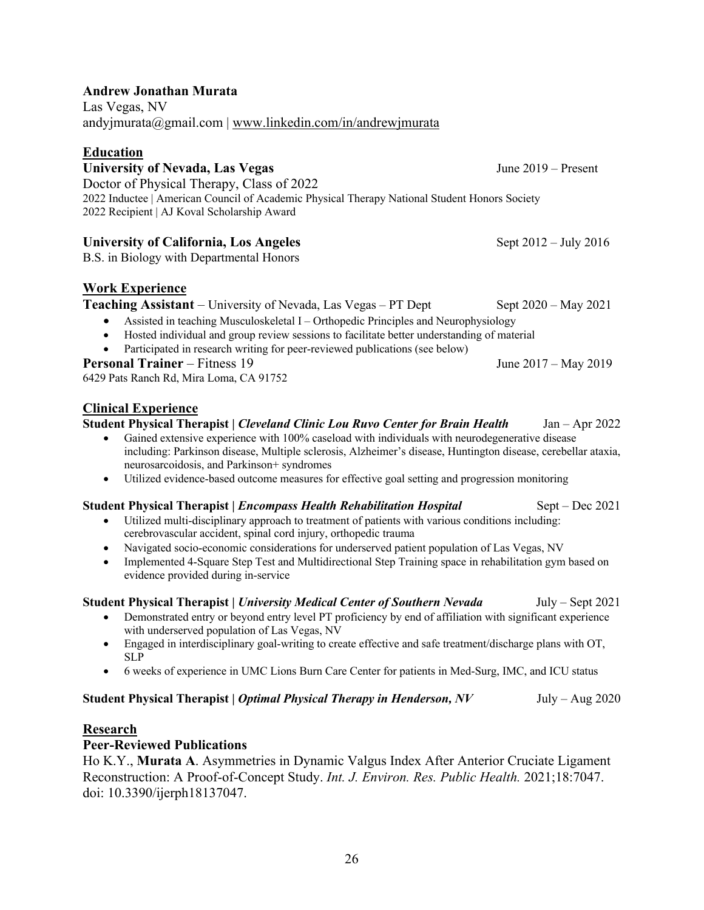**Andrew Jonathan Murata**
Las Vegas, NV
andyjmurata@gmail.com | www.linkedin.com/in/andrewjmurata

## Education

**University of Nevada, Las Vegas** June 2019 – Present
Doctor of Physical Therapy, Class of 2022
2022 Inductee | American Council of Academic Physical Therapy National Student Honors Society
2022 Recipient | AJ Koval Scholarship Award

**University of California, Los Angeles** Sept 2012 – July 2016
B.S. in Biology with Departmental Honors

## Work Experience

**Teaching Assistant** – University of Nevada, Las Vegas – PT Dept Sept 2020 – May 2021

- Assisted in teaching Musculoskeletal I – Orthopedic Principles and Neurophysiology
- Hosted individual and group review sessions to facilitate better understanding of material
- Participated in research writing for peer-reviewed publications (see below)

**Personal Trainer** – Fitness 19 June 2017 – May 2019
6429 Pats Ranch Rd, Mira Loma, CA 91752

## Clinical Experience

**Student Physical Therapist |** ***Cleveland Clinic Lou Ruvo Center for Brain Health*** Jan – Apr 2022

- Gained extensive experience with 100% caseload with individuals with neurodegenerative disease including: Parkinson disease, Multiple sclerosis, Alzheimer's disease, Huntington disease, cerebellar ataxia, neurosarcoidosis, and Parkinson+ syndromes
- Utilized evidence-based outcome measures for effective goal setting and progression monitoring

**Student Physical Therapist |** ***Encompass Health Rehabilitation Hospital*** Sept – Dec 2021

- Utilized multi-disciplinary approach to treatment of patients with various conditions including: cerebrovascular accident, spinal cord injury, orthopedic trauma
- Navigated socio-economic considerations for underserved patient population of Las Vegas, NV
- Implemented 4-Square Step Test and Multidirectional Step Training space in rehabilitation gym based on evidence provided during in-service

**Student Physical Therapist |** ***University Medical Center of Southern Nevada*** July – Sept 2021

- Demonstrated entry or beyond entry level PT proficiency by end of affiliation with significant experience with underserved population of Las Vegas, NV
- Engaged in interdisciplinary goal-writing to create effective and safe treatment/discharge plans with OT, SLP
- 6 weeks of experience in UMC Lions Burn Care Center for patients in Med-Surg, IMC, and ICU status

**Student Physical Therapist |** ***Optimal Physical Therapy in Henderson, NV*** July – Aug 2020

## Research

### Peer-Reviewed Publications

Ho K.Y., **Murata A**. Asymmetries in Dynamic Valgus Index After Anterior Cruciate Ligament Reconstruction: A Proof-of-Concept Study. *Int. J. Environ. Res. Public Health.* 2021;18:7047. doi: 10.3390/ijerph18137047.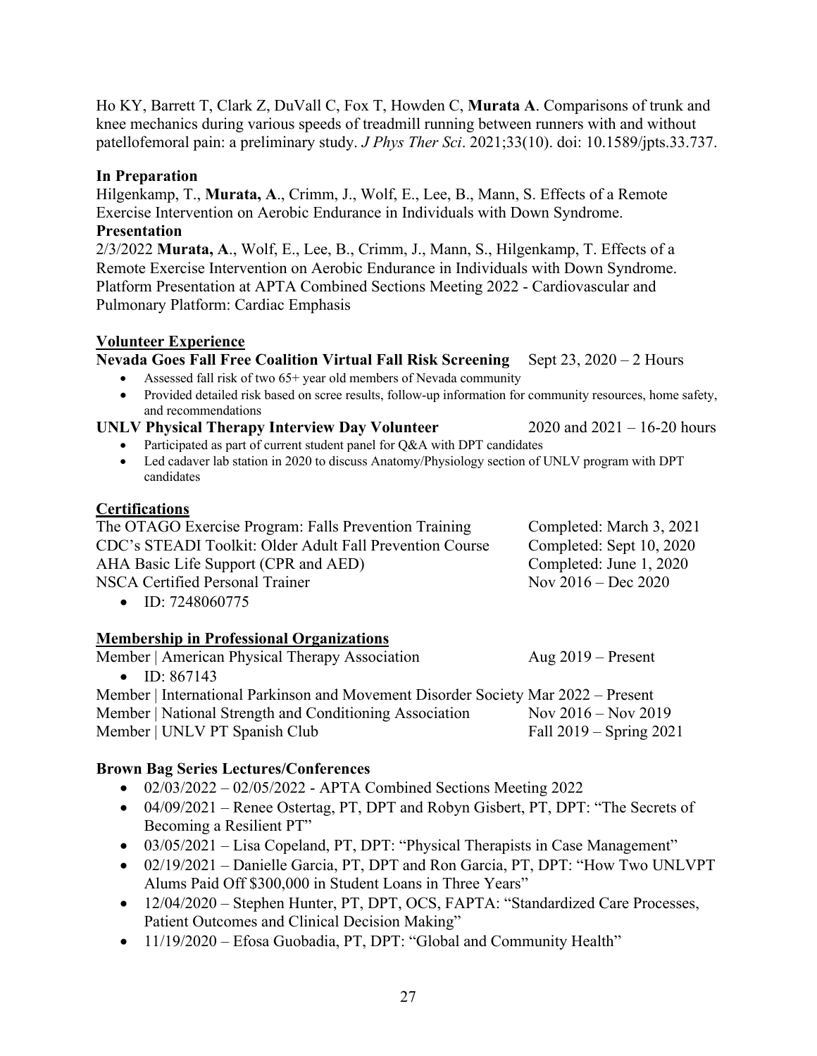Ho KY, Barrett T, Clark Z, DuVall C, Fox T, Howden C, **Murata A**. Comparisons of trunk and knee mechanics during various speeds of treadmill running between runners with and without patellofemoral pain: a preliminary study. *J Phys Ther Sci*. 2021;33(10). doi: 10.1589/jpts.33.737.

**In Preparation**

Hilgenkamp, T., **Murata, A**., Crimm, J., Wolf, E., Lee, B., Mann, S. Effects of a Remote Exercise Intervention on Aerobic Endurance in Individuals with Down Syndrome.

**Presentation**

2/3/2022 **Murata, A**., Wolf, E., Lee, B., Crimm, J., Mann, S., Hilgenkamp, T. Effects of a Remote Exercise Intervention on Aerobic Endurance in Individuals with Down Syndrome. Platform Presentation at APTA Combined Sections Meeting 2022 - Cardiovascular and Pulmonary Platform: Cardiac Emphasis

## Volunteer Experience

**Nevada Goes Fall Free Coalition Virtual Fall Risk Screening** — Sept 23, 2020 – 2 Hours

- Assessed fall risk of two 65+ year old members of Nevada community
- Provided detailed risk based on scree results, follow-up information for community resources, home safety, and recommendations

**UNLV Physical Therapy Interview Day Volunteer** — 2020 and 2021 – 16-20 hours

- Participated as part of current student panel for Q&A with DPT candidates
- Led cadaver lab station in 2020 to discuss Anatomy/Physiology section of UNLV program with DPT candidates

## Certifications

The OTAGO Exercise Program: Falls Prevention Training — Completed: March 3, 2021
CDC's STEADI Toolkit: Older Adult Fall Prevention Course — Completed: Sept 10, 2020
AHA Basic Life Support (CPR and AED) — Completed: June 1, 2020
NSCA Certified Personal Trainer — Nov 2016 – Dec 2020

- ID: 7248060775

## Membership in Professional Organizations

Member | American Physical Therapy Association — Aug 2019 – Present

- ID: 867143

Member | International Parkinson and Movement Disorder Society — Mar 2022 – Present
Member | National Strength and Conditioning Association — Nov 2016 – Nov 2019
Member | UNLV PT Spanish Club — Fall 2019 – Spring 2021

**Brown Bag Series Lectures/Conferences**

- 02/03/2022 – 02/05/2022 - APTA Combined Sections Meeting 2022
- 04/09/2021 – Renee Ostertag, PT, DPT and Robyn Gisbert, PT, DPT: "The Secrets of Becoming a Resilient PT"
- 03/05/2021 – Lisa Copeland, PT, DPT: "Physical Therapists in Case Management"
- 02/19/2021 – Danielle Garcia, PT, DPT and Ron Garcia, PT, DPT: "How Two UNLVPT Alums Paid Off $300,000 in Student Loans in Three Years"
- 12/04/2020 – Stephen Hunter, PT, DPT, OCS, FAPTA: "Standardized Care Processes, Patient Outcomes and Clinical Decision Making"
- 11/19/2020 – Efosa Guobadia, PT, DPT: "Global and Community Health"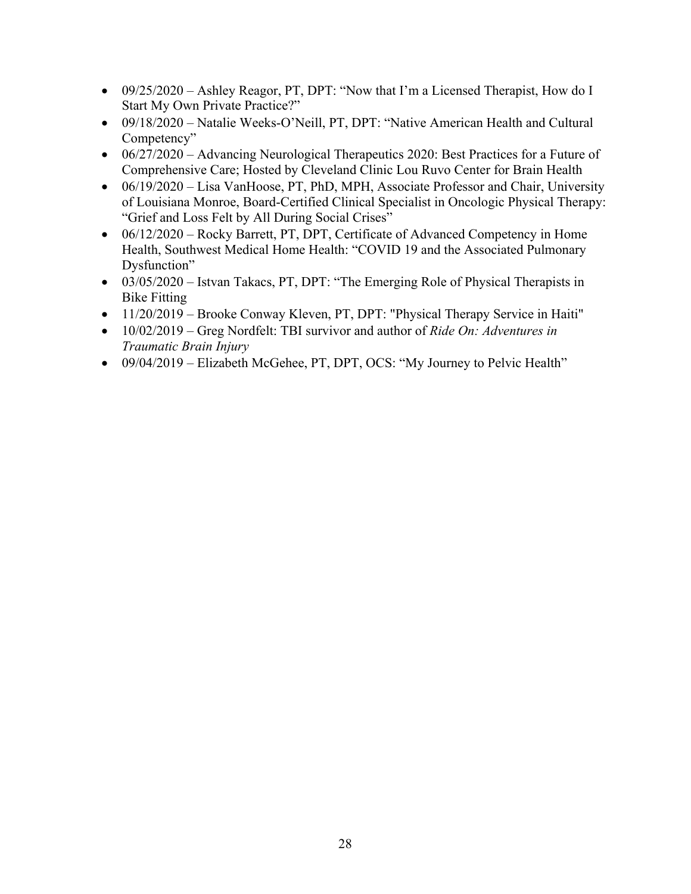- 09/25/2020 – Ashley Reagor, PT, DPT: "Now that I'm a Licensed Therapist, How do I Start My Own Private Practice?"
- 09/18/2020 – Natalie Weeks-O'Neill, PT, DPT: "Native American Health and Cultural Competency"
- 06/27/2020 – Advancing Neurological Therapeutics 2020: Best Practices for a Future of Comprehensive Care; Hosted by Cleveland Clinic Lou Ruvo Center for Brain Health
- 06/19/2020 – Lisa VanHoose, PT, PhD, MPH, Associate Professor and Chair, University of Louisiana Monroe, Board-Certified Clinical Specialist in Oncologic Physical Therapy: "Grief and Loss Felt by All During Social Crises"
- 06/12/2020 – Rocky Barrett, PT, DPT, Certificate of Advanced Competency in Home Health, Southwest Medical Home Health: "COVID 19 and the Associated Pulmonary Dysfunction"
- 03/05/2020 – Istvan Takacs, PT, DPT: "The Emerging Role of Physical Therapists in Bike Fitting
- 11/20/2019 – Brooke Conway Kleven, PT, DPT: "Physical Therapy Service in Haiti"
- 10/02/2019 – Greg Nordfelt: TBI survivor and author of *Ride On: Adventures in Traumatic Brain Injury*
- 09/04/2019 – Elizabeth McGehee, PT, DPT, OCS: "My Journey to Pelvic Health"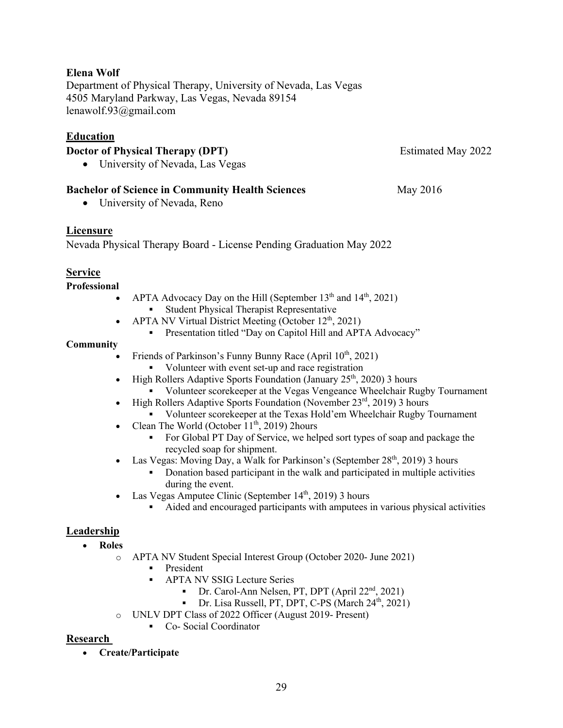**Elena Wolf**
Department of Physical Therapy, University of Nevada, Las Vegas
4505 Maryland Parkway, Las Vegas, Nevada 89154
lenawolf.93@gmail.com

## Education

**Doctor of Physical Therapy (DPT)** Estimated May 2022

- University of Nevada, Las Vegas

**Bachelor of Science in Community Health Sciences** May 2016

- University of Nevada, Reno

## Licensure

Nevada Physical Therapy Board - License Pending Graduation May 2022

## Service

**Professional**

- APTA Advocacy Day on the Hill (September 13th and 14th, 2021)
  - Student Physical Therapist Representative
- APTA NV Virtual District Meeting (October 12th, 2021)
  - Presentation titled "Day on Capitol Hill and APTA Advocacy"

**Community**

- Friends of Parkinson's Funny Bunny Race (April 10th, 2021)
  - Volunteer with event set-up and race registration
- High Rollers Adaptive Sports Foundation (January 25th, 2020) 3 hours
  - Volunteer scorekeeper at the Vegas Vengeance Wheelchair Rugby Tournament
- High Rollers Adaptive Sports Foundation (November 23rd, 2019) 3 hours
  - Volunteer scorekeeper at the Texas Hold'em Wheelchair Rugby Tournament
- Clean The World (October 11th, 2019) 2hours
  - For Global PT Day of Service, we helped sort types of soap and package the recycled soap for shipment.
- Las Vegas: Moving Day, a Walk for Parkinson's (September 28th, 2019) 3 hours
  - Donation based participant in the walk and participated in multiple activities during the event.
- Las Vegas Amputee Clinic (September 14th, 2019) 3 hours
  - Aided and encouraged participants with amputees in various physical activities

## Leadership

- **Roles**
  - APTA NV Student Special Interest Group (October 2020- June 2021)
    - President
    - APTA NV SSIG Lecture Series
      - Dr. Carol-Ann Nelsen, PT, DPT (April 22nd, 2021)
      - Dr. Lisa Russell, PT, DPT, C-PS (March 24th, 2021)
  - UNLV DPT Class of 2022 Officer (August 2019- Present)
    - Co- Social Coordinator

## Research

- **Create/Participate**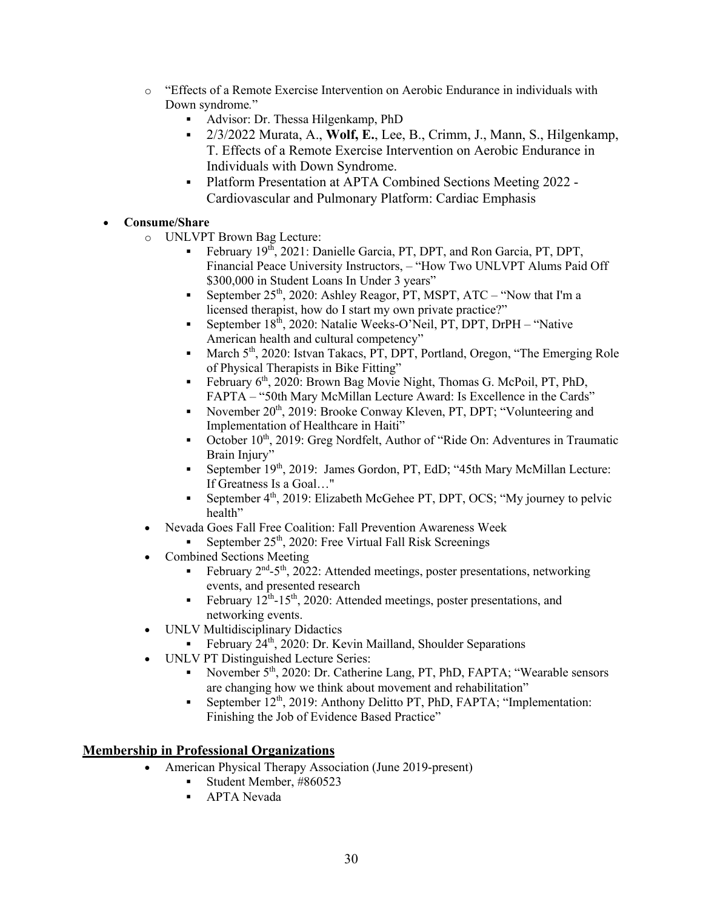- "Effects of a Remote Exercise Intervention on Aerobic Endurance in individuals with Down syndrome."
    - Advisor: Dr. Thessa Hilgenkamp, PhD
    - 2/3/2022 Murata, A., **Wolf, E.**, Lee, B., Crimm, J., Mann, S., Hilgenkamp, T. Effects of a Remote Exercise Intervention on Aerobic Endurance in Individuals with Down Syndrome.
    - Platform Presentation at APTA Combined Sections Meeting 2022 - Cardiovascular and Pulmonary Platform: Cardiac Emphasis

- **Consume/Share**
    - UNLVPT Brown Bag Lecture:
        - February 19th, 2021: Danielle Garcia, PT, DPT, and Ron Garcia, PT, DPT, Financial Peace University Instructors, – "How Two UNLVPT Alums Paid Off $300,000 in Student Loans In Under 3 years"
        - September 25th, 2020: Ashley Reagor, PT, MSPT, ATC – "Now that I'm a licensed therapist, how do I start my own private practice?"
        - September 18th, 2020: Natalie Weeks-O'Neil, PT, DPT, DrPH – "Native American health and cultural competency"
        - March 5th, 2020: Istvan Takacs, PT, DPT, Portland, Oregon, "The Emerging Role of Physical Therapists in Bike Fitting"
        - February 6th, 2020: Brown Bag Movie Night, Thomas G. McPoil, PT, PhD, FAPTA – "50th Mary McMillan Lecture Award: Is Excellence in the Cards"
        - November 20th, 2019: Brooke Conway Kleven, PT, DPT; "Volunteering and Implementation of Healthcare in Haiti"
        - October 10th, 2019: Greg Nordfelt, Author of "Ride On: Adventures in Traumatic Brain Injury"
        - September 19th, 2019: James Gordon, PT, EdD; "45th Mary McMillan Lecture: If Greatness Is a Goal…"
        - September 4th, 2019: Elizabeth McGehee PT, DPT, OCS; "My journey to pelvic health"
    - Nevada Goes Fall Free Coalition: Fall Prevention Awareness Week
        - September 25th, 2020: Free Virtual Fall Risk Screenings
    - Combined Sections Meeting
        - February 2nd-5th, 2022: Attended meetings, poster presentations, networking events, and presented research
        - February 12th-15th, 2020: Attended meetings, poster presentations, and networking events.
    - UNLV Multidisciplinary Didactics
        - February 24th, 2020: Dr. Kevin Mailland, Shoulder Separations
    - UNLV PT Distinguished Lecture Series:
        - November 5th, 2020: Dr. Catherine Lang, PT, PhD, FAPTA; "Wearable sensors are changing how we think about movement and rehabilitation"
        - September 12th, 2019: Anthony Delitto PT, PhD, FAPTA; "Implementation: Finishing the Job of Evidence Based Practice"

## Membership in Professional Organizations

- American Physical Therapy Association (June 2019-present)
    - Student Member, #860523
    - APTA Nevada